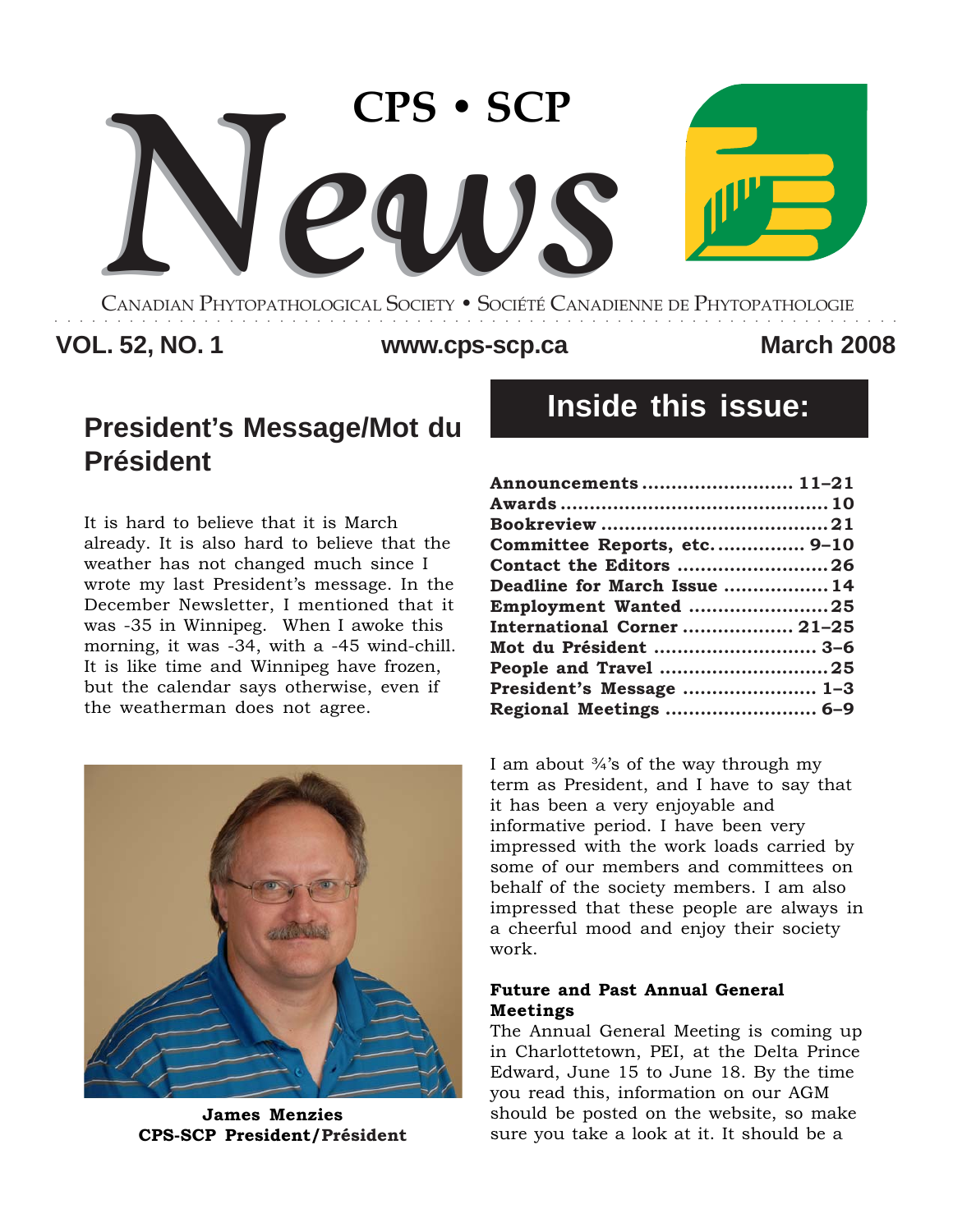# CPS • SCP News

CANADIAN PHYTOPATHOLOGICAL SOCIETY • SOCIÉTÉ CANADIENNE DE PHYTOPATHOLOGIE

**VOL. 52, NO. 1** www.cps-scp.ca **March 2008**

## President's Message/Mot du Président

It is hard to believe that it is March already. It is also hard to believe that the weather has not changed much since I wrote my last President's message. In the December Newsletter, I mentioned that it was -35 in Winnipeg. When I awoke this morning, it was -34, with a -45 wind-chill. It is like time and Winnipeg have frozen, but the calendar says otherwise, even if the weatherman does not agree.

**James Menzies**
**CPS-SCP President/Président**

## Inside this issue:

**Announcements ......................... 11–21**
**Awards ............................................. 10**
**Bookreview ....................................... 21**
**Committee Reports, etc. ............... 9–10**
**Contact the Editors .......................... 26**
**Deadline for March Issue .................. 14**
**Employment Wanted ......................... 25**
**International Corner .................. 21–25**
**Mot du Président ............................ 3–6**
**People and Travel ............................ 25**
**President's Message ....................... 1–3**
**Regional Meetings .......................... 6–9**

I am about ¾'s of the way through my term as President, and I have to say that it has been a very enjoyable and informative period. I have been very impressed with the work loads carried by some of our members and committees on behalf of the society members. I am also impressed that these people are always in a cheerful mood and enjoy their society work.

**Future and Past Annual General Meetings**

The Annual General Meeting is coming up in Charlottetown, PEI, at the Delta Prince Edward, June 15 to June 18. By the time you read this, information on our AGM should be posted on the website, so make sure you take a look at it. It should be a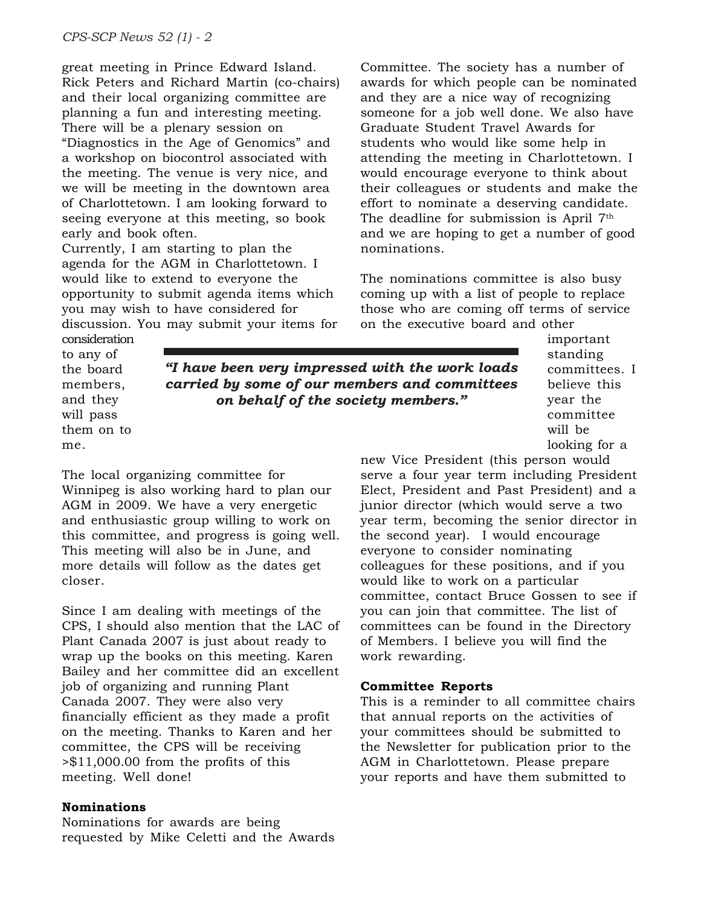great meeting in Prince Edward Island. Rick Peters and Richard Martin (co-chairs) and their local organizing committee are planning a fun and interesting meeting. There will be a plenary session on "Diagnostics in the Age of Genomics" and a workshop on biocontrol associated with the meeting. The venue is very nice, and we will be meeting in the downtown area of Charlottetown. I am looking forward to seeing everyone at this meeting, so book early and book often.

Currently, I am starting to plan the agenda for the AGM in Charlottetown. I would like to extend to everyone the opportunity to submit agenda items which you may wish to have considered for discussion. You may submit your items for consideration to any of the board members, and they will pass them on to me.

The local organizing committee for Winnipeg is also working hard to plan our AGM in 2009. We have a very energetic and enthusiastic group willing to work on this committee, and progress is going well. This meeting will also be in June, and more details will follow as the dates get closer.

Since I am dealing with meetings of the CPS, I should also mention that the LAC of Plant Canada 2007 is just about ready to wrap up the books on this meeting. Karen Bailey and her committee did an excellent job of organizing and running Plant Canada 2007. They were also very financially efficient as they made a profit on the meeting. Thanks to Karen and her committee, the CPS will be receiving >$11,000.00 from the profits of this meeting. Well done!

**Nominations**

Nominations for awards are being requested by Mike Celetti and the Awards Committee. The society has a number of awards for which people can be nominated and they are a nice way of recognizing someone for a job well done. We also have Graduate Student Travel Awards for students who would like some help in attending the meeting in Charlottetown. I would encourage everyone to think about their colleagues or students and make the effort to nominate a deserving candidate. The deadline for submission is April 7th and we are hoping to get a number of good nominations.

*"I have been very impressed with the work loads carried by some of our members and committees on behalf of the society members."*

The nominations committee is also busy coming up with a list of people to replace those who are coming off terms of service on the executive board and other important standing committees. I believe this year the committee will be looking for a new Vice President (this person would serve a four year term including President Elect, President and Past President) and a junior director (which would serve a two year term, becoming the senior director in the second year). I would encourage everyone to consider nominating colleagues for these positions, and if you would like to work on a particular committee, contact Bruce Gossen to see if you can join that committee. The list of committees can be found in the Directory of Members. I believe you will find the work rewarding.

**Committee Reports**

This is a reminder to all committee chairs that annual reports on the activities of your committees should be submitted to the Newsletter for publication prior to the AGM in Charlottetown. Please prepare your reports and have them submitted to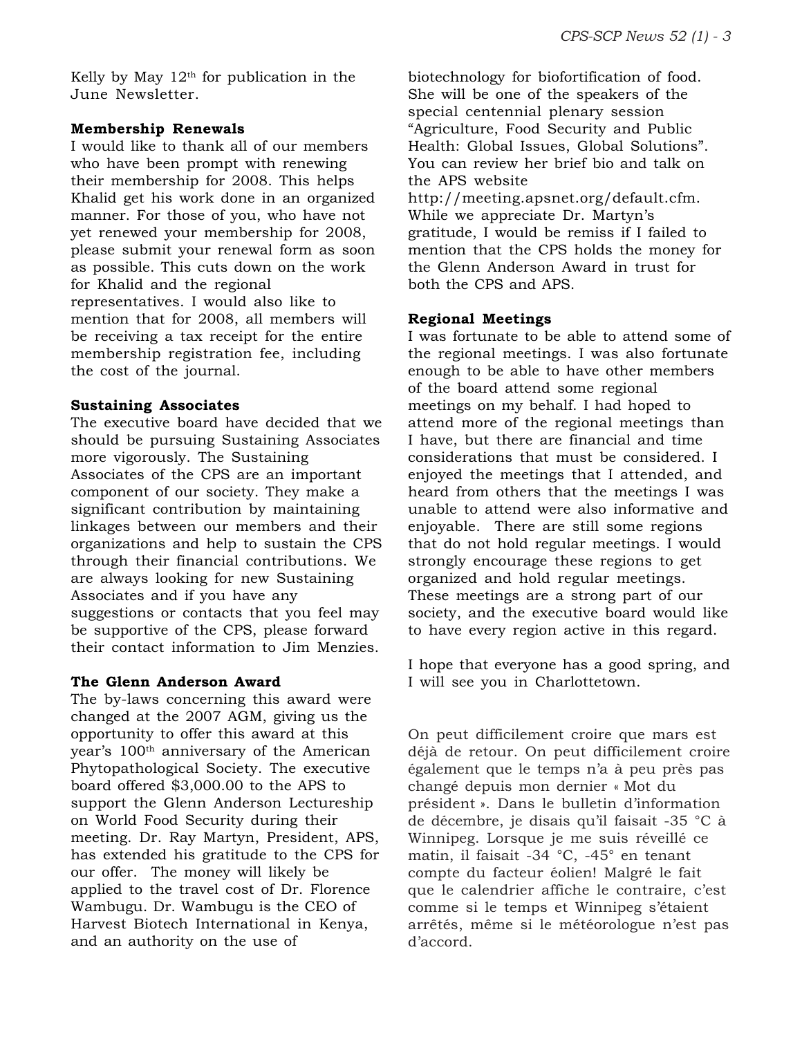Kelly by May 12th for publication in the June Newsletter.

**Membership Renewals**

I would like to thank all of our members who have been prompt with renewing their membership for 2008. This helps Khalid get his work done in an organized manner. For those of you, who have not yet renewed your membership for 2008, please submit your renewal form as soon as possible. This cuts down on the work for Khalid and the regional representatives. I would also like to mention that for 2008, all members will be receiving a tax receipt for the entire membership registration fee, including the cost of the journal.

**Sustaining Associates**

The executive board have decided that we should be pursuing Sustaining Associates more vigorously. The Sustaining Associates of the CPS are an important component of our society. They make a significant contribution by maintaining linkages between our members and their organizations and help to sustain the CPS through their financial contributions. We are always looking for new Sustaining Associates and if you have any suggestions or contacts that you feel may be supportive of the CPS, please forward their contact information to Jim Menzies.

**The Glenn Anderson Award**

The by-laws concerning this award were changed at the 2007 AGM, giving us the opportunity to offer this award at this year's 100th anniversary of the American Phytopathological Society. The executive board offered $3,000.00 to the APS to support the Glenn Anderson Lectureship on World Food Security during their meeting. Dr. Ray Martyn, President, APS, has extended his gratitude to the CPS for our offer. The money will likely be applied to the travel cost of Dr. Florence Wambugu. Dr. Wambugu is the CEO of Harvest Biotech International in Kenya, and an authority on the use of biotechnology for biofortification of food. She will be one of the speakers of the special centennial plenary session "Agriculture, Food Security and Public Health: Global Issues, Global Solutions". You can review her brief bio and talk on the APS website http://meeting.apsnet.org/default.cfm. While we appreciate Dr. Martyn's gratitude, I would be remiss if I failed to mention that the CPS holds the money for the Glenn Anderson Award in trust for both the CPS and APS.

**Regional Meetings**

I was fortunate to be able to attend some of the regional meetings. I was also fortunate enough to be able to have other members of the board attend some regional meetings on my behalf. I had hoped to attend more of the regional meetings than I have, but there are financial and time considerations that must be considered. I enjoyed the meetings that I attended, and heard from others that the meetings I was unable to attend were also informative and enjoyable. There are still some regions that do not hold regular meetings. I would strongly encourage these regions to get organized and hold regular meetings. These meetings are a strong part of our society, and the executive board would like to have every region active in this regard.

I hope that everyone has a good spring, and I will see you in Charlottetown.

On peut difficilement croire que mars est déjà de retour. On peut difficilement croire également que le temps n'a à peu près pas changé depuis mon dernier « Mot du président ». Dans le bulletin d'information de décembre, je disais qu'il faisait -35 °C à Winnipeg. Lorsque je me suis réveillé ce matin, il faisait -34 °C, -45° en tenant compte du facteur éolien! Malgré le fait que le calendrier affiche le contraire, c'est comme si le temps et Winnipeg s'étaient arrêtés, même si le météorologue n'est pas d'accord.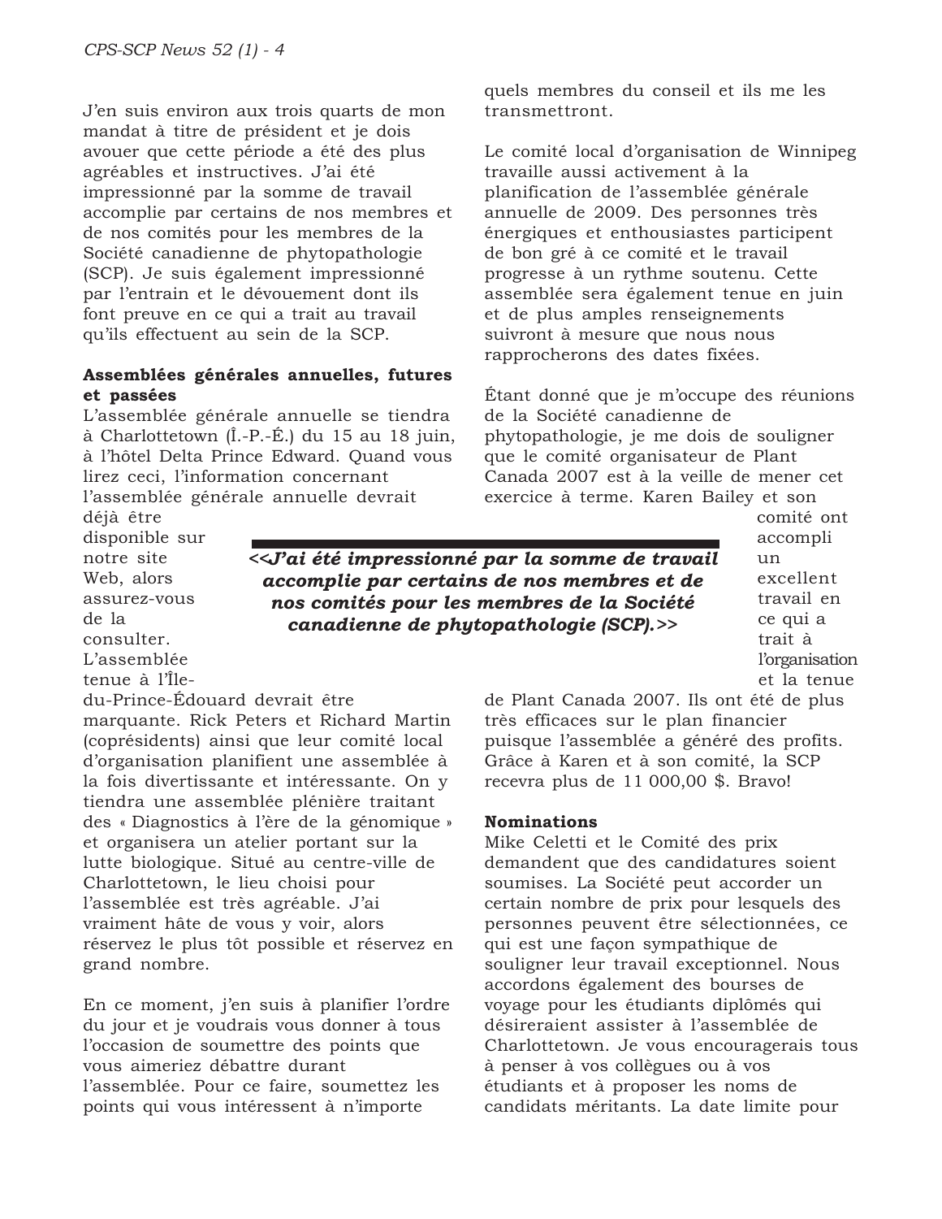J'en suis environ aux trois quarts de mon mandat à titre de président et je dois avouer que cette période a été des plus agréables et instructives. J'ai été impressionné par la somme de travail accomplie par certains de nos membres et de nos comités pour les membres de la Société canadienne de phytopathologie (SCP). Je suis également impressionné par l'entrain et le dévouement dont ils font preuve en ce qui a trait au travail qu'ils effectuent au sein de la SCP.

**Assemblées générales annuelles, futures et passées**

L'assemblée générale annuelle se tiendra à Charlottetown (Î.-P.-É.) du 15 au 18 juin, à l'hôtel Delta Prince Edward. Quand vous lirez ceci, l'information concernant l'assemblée générale annuelle devrait déjà être disponible sur notre site Web, alors assurez-vous de la consulter. L'assemblée tenue à l'Île-du-Prince-Édouard devrait être marquante. Rick Peters et Richard Martin (coprésidents) ainsi que leur comité local d'organisation planifient une assemblée à la fois divertissante et intéressante. On y tiendra une assemblée plénière traitant des « Diagnostics à l'ère de la génomique » et organisera un atelier portant sur la lutte biologique. Situé au centre-ville de Charlottetown, le lieu choisi pour l'assemblée est très agréable. J'ai vraiment hâte de vous y voir, alors réservez le plus tôt possible et réservez en grand nombre.

En ce moment, j'en suis à planifier l'ordre du jour et je voudrais vous donner à tous l'occasion de soumettre des points que vous aimeriez débattre durant l'assemblée. Pour ce faire, soumettez les points qui vous intéressent à n'importe quels membres du conseil et ils me les transmettront.

Le comité local d'organisation de Winnipeg travaille aussi activement à la planification de l'assemblée générale annuelle de 2009. Des personnes très énergiques et enthousiastes participent de bon gré à ce comité et le travail progresse à un rythme soutenu. Cette assemblée sera également tenue en juin et de plus amples renseignements suivront à mesure que nous nous rapprocherons des dates fixées.

Étant donné que je m'occupe des réunions de la Société canadienne de phytopathologie, je me dois de souligner que le comité organisateur de Plant Canada 2007 est à la veille de mener cet exercice à terme. Karen Bailey et son comité ont accompli un excellent travail en ce qui a trait à l'organisation et la tenue de Plant Canada 2007. Ils ont été de plus très efficaces sur le plan financier puisque l'assemblée a généré des profits. Grâce à Karen et à son comité, la SCP recevra plus de 11 000,00 $. Bravo!

> ***<<J'ai été impressionné par la somme de travail accomplie par certains de nos membres et de nos comités pour les membres de la Société canadienne de phytopathologie (SCP).>>***

**Nominations**

Mike Celetti et le Comité des prix demandent que des candidatures soient soumises. La Société peut accorder un certain nombre de prix pour lesquels des personnes peuvent être sélectionnées, ce qui est une façon sympathique de souligner leur travail exceptionnel. Nous accordons également des bourses de voyage pour les étudiants diplômés qui désireraient assister à l'assemblée de Charlottetown. Je vous encouragerais tous à penser à vos collègues ou à vos étudiants et à proposer les noms de candidats méritants. La date limite pour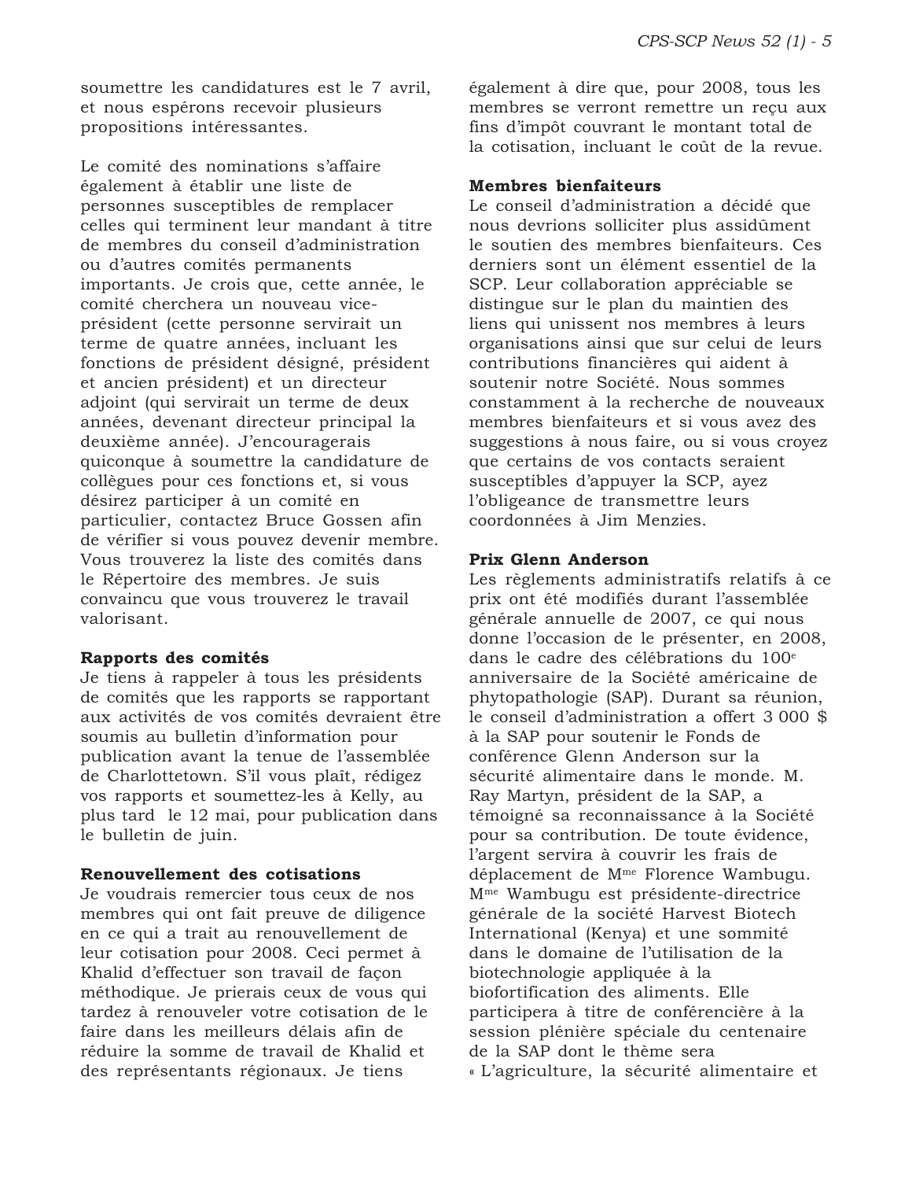soumettre les candidatures est le 7 avril, et nous espérons recevoir plusieurs propositions intéressantes.

Le comité des nominations s'affaire également à établir une liste de personnes susceptibles de remplacer celles qui terminent leur mandant à titre de membres du conseil d'administration ou d'autres comités permanents importants. Je crois que, cette année, le comité cherchera un nouveau vice-président (cette personne servirait un terme de quatre années, incluant les fonctions de président désigné, président et ancien président) et un directeur adjoint (qui servirait un terme de deux années, devenant directeur principal la deuxième année). J'encouragerais quiconque à soumettre la candidature de collègues pour ces fonctions et, si vous désirez participer à un comité en particulier, contactez Bruce Gossen afin de vérifier si vous pouvez devenir membre. Vous trouverez la liste des comités dans le Répertoire des membres. Je suis convaincu que vous trouverez le travail valorisant.

**Rapports des comités**

Je tiens à rappeler à tous les présidents de comités que les rapports se rapportant aux activités de vos comités devraient être soumis au bulletin d'information pour publication avant la tenue de l'assemblée de Charlottetown. S'il vous plaît, rédigez vos rapports et soumettez-les à Kelly, au plus tard le 12 mai, pour publication dans le bulletin de juin.

**Renouvellement des cotisations**

Je voudrais remercier tous ceux de nos membres qui ont fait preuve de diligence en ce qui a trait au renouvellement de leur cotisation pour 2008. Ceci permet à Khalid d'effectuer son travail de façon méthodique. Je prierais ceux de vous qui tardez à renouveler votre cotisation de le faire dans les meilleurs délais afin de réduire la somme de travail de Khalid et des représentants régionaux. Je tiens également à dire que, pour 2008, tous les membres se verront remettre un reçu aux fins d'impôt couvrant le montant total de la cotisation, incluant le coût de la revue.

**Membres bienfaiteurs**

Le conseil d'administration a décidé que nous devrions solliciter plus assidûment le soutien des membres bienfaiteurs. Ces derniers sont un élément essentiel de la SCP. Leur collaboration appréciable se distingue sur le plan du maintien des liens qui unissent nos membres à leurs organisations ainsi que sur celui de leurs contributions financières qui aident à soutenir notre Société. Nous sommes constamment à la recherche de nouveaux membres bienfaiteurs et si vous avez des suggestions à nous faire, ou si vous croyez que certains de vos contacts seraient susceptibles d'appuyer la SCP, ayez l'obligeance de transmettre leurs coordonnées à Jim Menzies.

**Prix Glenn Anderson**

Les règlements administratifs relatifs à ce prix ont été modifiés durant l'assemblée générale annuelle de 2007, ce qui nous donne l'occasion de le présenter, en 2008, dans le cadre des célébrations du 100e anniversaire de la Société américaine de phytopathologie (SAP). Durant sa réunion, le conseil d'administration a offert 3 000 $ à la SAP pour soutenir le Fonds de conférence Glenn Anderson sur la sécurité alimentaire dans le monde. M. Ray Martyn, président de la SAP, a témoigné sa reconnaissance à la Société pour sa contribution. De toute évidence, l'argent servira à couvrir les frais de déplacement de Mme Florence Wambugu. Mme Wambugu est présidente-directrice générale de la société Harvest Biotech International (Kenya) et une sommité dans le domaine de l'utilisation de la biotechnologie appliquée à la biofortification des aliments. Elle participera à titre de conférencière à la session plénière spéciale du centenaire de la SAP dont le thème sera « L'agriculture, la sécurité alimentaire et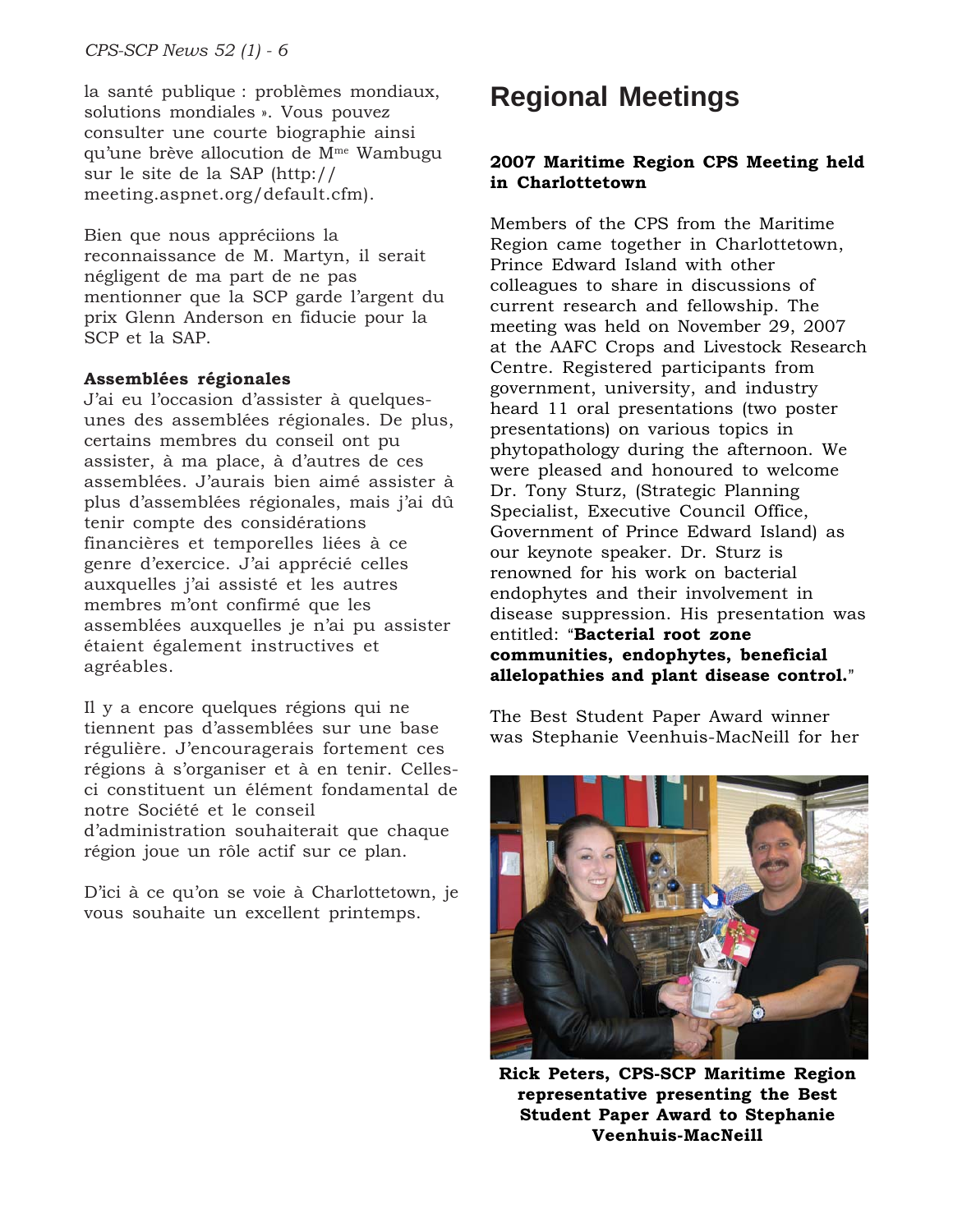la santé publique : problèmes mondiaux, solutions mondiales ». Vous pouvez consulter une courte biographie ainsi qu'une brève allocution de M[me] Wambugu sur le site de la SAP (http://meeting.aspnet.org/default.cfm).

Bien que nous appréciions la reconnaissance de M. Martyn, il serait négligent de ma part de ne pas mentionner que la SCP garde l'argent du prix Glenn Anderson en fiducie pour la SCP et la SAP.

**Assemblées régionales**

J'ai eu l'occasion d'assister à quelques-unes des assemblées régionales. De plus, certains membres du conseil ont pu assister, à ma place, à d'autres de ces assemblées. J'aurais bien aimé assister à plus d'assemblées régionales, mais j'ai dû tenir compte des considérations financières et temporelles liées à ce genre d'exercice. J'ai apprécié celles auxquelles j'ai assisté et les autres membres m'ont confirmé que les assemblées auxquelles je n'ai pu assister étaient également instructives et agréables.

Il y a encore quelques régions qui ne tiennent pas d'assemblées sur une base régulière. J'encouragerais fortement ces régions à s'organiser et à en tenir. Celles-ci constituent un élément fondamental de notre Société et le conseil d'administration souhaiterait que chaque région joue un rôle actif sur ce plan.

D'ici à ce qu'on se voie à Charlottetown, je vous souhaite un excellent printemps.

# Regional Meetings

**2007 Maritime Region CPS Meeting held in Charlottetown**

Members of the CPS from the Maritime Region came together in Charlottetown, Prince Edward Island with other colleagues to share in discussions of current research and fellowship. The meeting was held on November 29, 2007 at the AAFC Crops and Livestock Research Centre. Registered participants from government, university, and industry heard 11 oral presentations (two poster presentations) on various topics in phytopathology during the afternoon. We were pleased and honoured to welcome Dr. Tony Sturz, (Strategic Planning Specialist, Executive Council Office, Government of Prince Edward Island) as our keynote speaker. Dr. Sturz is renowned for his work on bacterial endophytes and their involvement in disease suppression. His presentation was entitled: "**Bacterial root zone communities, endophytes, beneficial allelopathies and plant disease control.**"

The Best Student Paper Award winner was Stephanie Veenhuis-MacNeill for her

**Rick Peters, CPS-SCP Maritime Region representative presenting the Best Student Paper Award to Stephanie Veenhuis-MacNeill**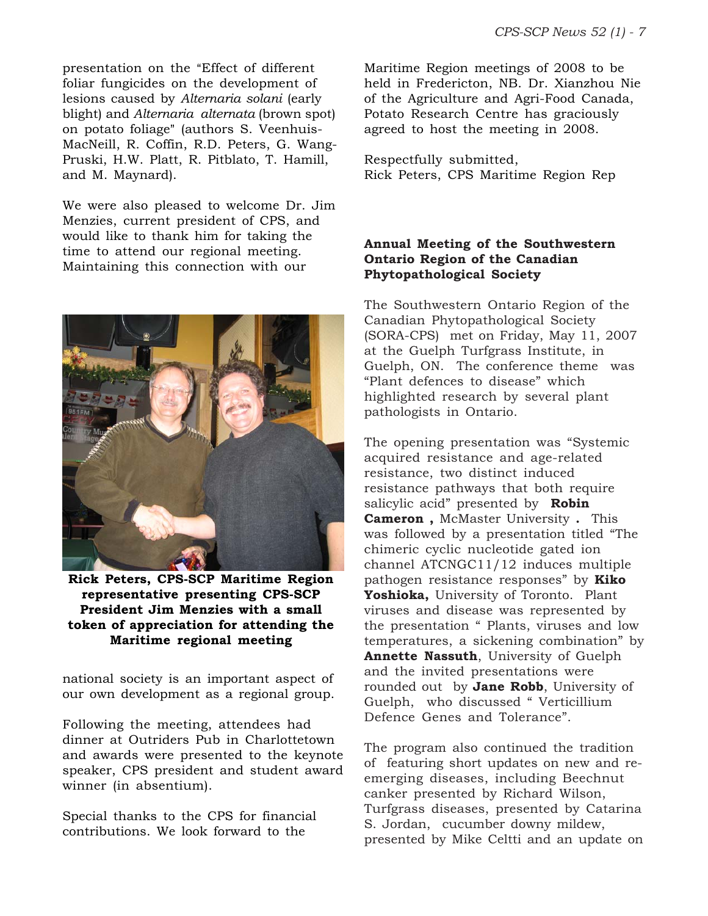presentation on the "Effect of different foliar fungicides on the development of lesions caused by *Alternaria solani* (early blight) and *Alternaria alternata* (brown spot) on potato foliage" (authors S. Veenhuis-MacNeill, R. Coffin, R.D. Peters, G. Wang-Pruski, H.W. Platt, R. Pitblato, T. Hamill, and M. Maynard).

We were also pleased to welcome Dr. Jim Menzies, current president of CPS, and would like to thank him for taking the time to attend our regional meeting. Maintaining this connection with our national society is an important aspect of our own development as a regional group.

**Rick Peters, CPS-SCP Maritime Region representative presenting CPS-SCP President Jim Menzies with a small token of appreciation for attending the Maritime regional meeting**

Following the meeting, attendees had dinner at Outriders Pub in Charlottetown and awards were presented to the keynote speaker, CPS president and student award winner (in absentium).

Special thanks to the CPS for financial contributions. We look forward to the Maritime Region meetings of 2008 to be held in Fredericton, NB. Dr. Xianzhou Nie of the Agriculture and Agri-Food Canada, Potato Research Centre has graciously agreed to host the meeting in 2008.

Respectfully submitted,
Rick Peters, CPS Maritime Region Rep

### Annual Meeting of the Southwestern Ontario Region of the Canadian Phytopathological Society

The Southwestern Ontario Region of the Canadian Phytopathological Society (SORA-CPS) met on Friday, May 11, 2007 at the Guelph Turfgrass Institute, in Guelph, ON. The conference theme was "Plant defences to disease" which highlighted research by several plant pathologists in Ontario.

The opening presentation was "Systemic acquired resistance and age-related resistance, two distinct induced resistance pathways that both require salicylic acid" presented by **Robin Cameron ,** McMaster University **.** This was followed by a presentation titled "The chimeric cyclic nucleotide gated ion channel ATCNGC11/12 induces multiple pathogen resistance responses" by **Kiko Yoshioka,** University of Toronto. Plant viruses and disease was represented by the presentation " Plants, viruses and low temperatures, a sickening combination" by **Annette Nassuth**, University of Guelph and the invited presentations were rounded out by **Jane Robb**, University of Guelph, who discussed " Verticillium Defence Genes and Tolerance".

The program also continued the tradition of featuring short updates on new and re-emerging diseases, including Beechnut canker presented by Richard Wilson, Turfgrass diseases, presented by Catarina S. Jordan, cucumber downy mildew, presented by Mike Celtti and an update on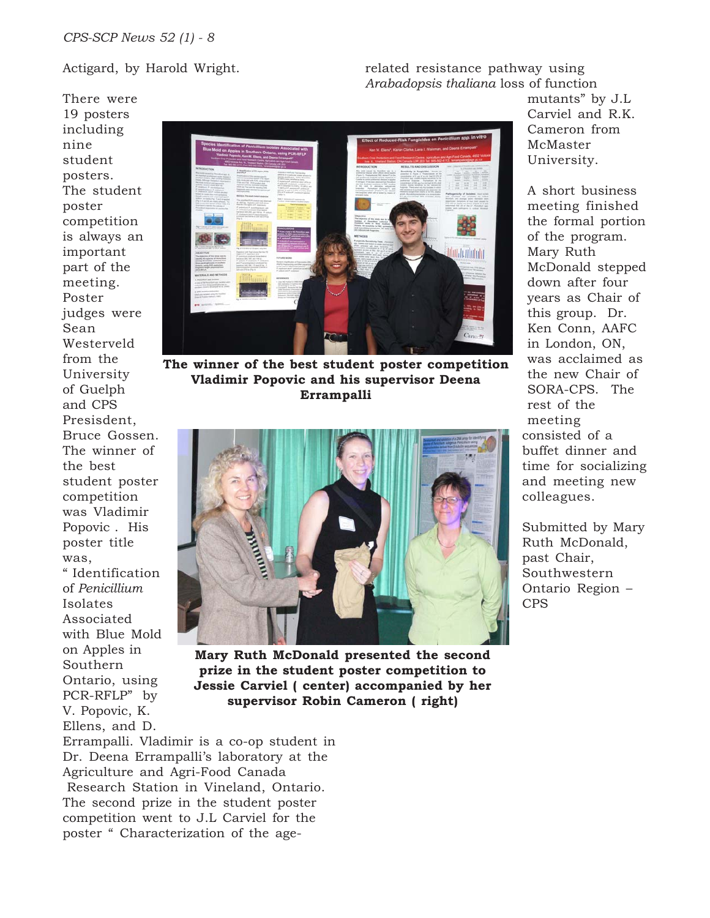Actigard, by Harold Wright.

There were 19 posters including nine student posters. The student poster competition is always an important part of the meeting. Poster judges were Sean Westerveld from the University of Guelph and CPS Presisdent, Bruce Gossen. The winner of the best student poster competition was Vladimir Popovic . His poster title was, " Identification of *Penicillium* Isolates Associated with Blue Mold on Apples in Southern Ontario, using PCR-RFLP" by V. Popovic, K. Ellens, and D. Errampalli. Vladimir is a co-op student in Dr. Deena Errampalli's laboratory at the Agriculture and Agri-Food Canada Research Station in Vineland, Ontario. The second prize in the student poster competition went to J.L Carviel for the poster " Characterization of the age-related resistance pathway using *Arabadopsis thaliana* loss of function mutants" by J.L Carviel and R.K. Cameron from McMaster University.

**The winner of the best student poster competition Vladimir Popovic and his supervisor Deena Errampalli**

**Mary Ruth McDonald presented the second prize in the student poster competition to Jessie Carviel ( center) accompanied by her supervisor Robin Cameron ( right)**

A short business meeting finished the formal portion of the program. Mary Ruth McDonald stepped down after four years as Chair of this group. Dr. Ken Conn, AAFC in London, ON, was acclaimed as the new Chair of SORA-CPS. The rest of the meeting consisted of a buffet dinner and time for socializing and meeting new colleagues.

Submitted by Mary Ruth McDonald, past Chair, Southwestern Ontario Region – CPS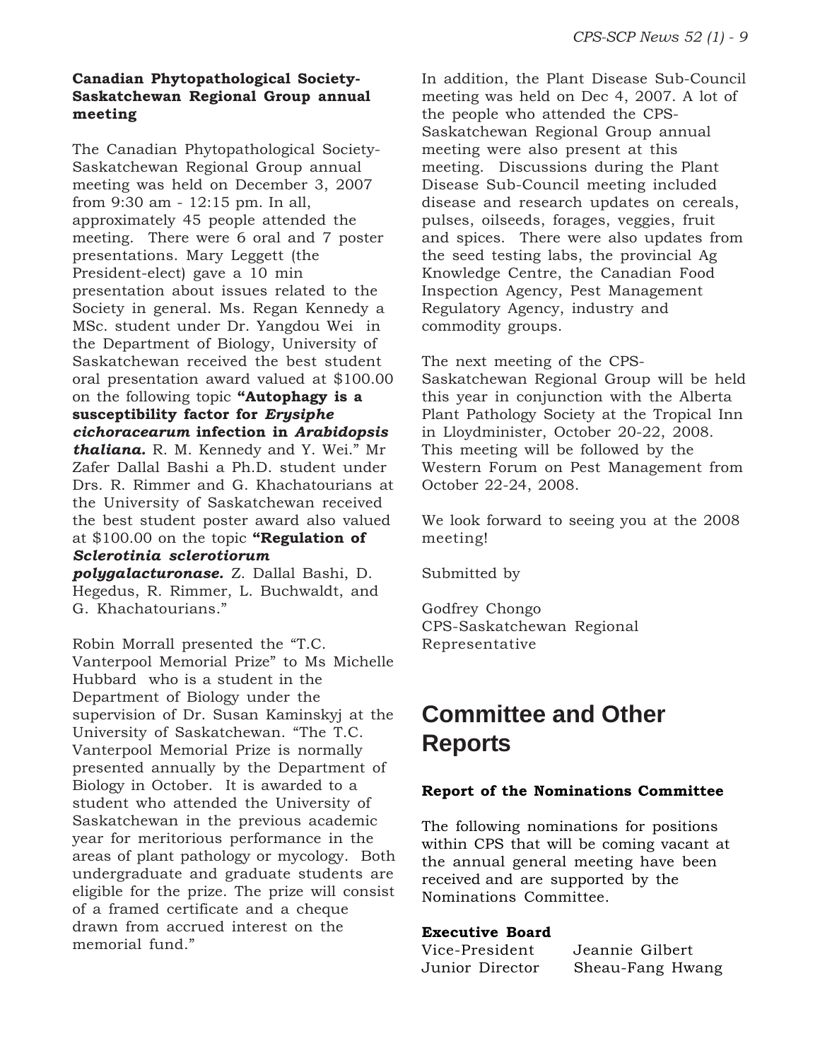**Canadian Phytopathological Society-Saskatchewan Regional Group annual meeting**

The Canadian Phytopathological Society-Saskatchewan Regional Group annual meeting was held on December 3, 2007 from 9:30 am - 12:15 pm. In all, approximately 45 people attended the meeting. There were 6 oral and 7 poster presentations. Mary Leggett (the President-elect) gave a 10 min presentation about issues related to the Society in general. Ms. Regan Kennedy a MSc. student under Dr. Yangdou Wei in the Department of Biology, University of Saskatchewan received the best student oral presentation award valued at $100.00 on the following topic **"Autophagy is a susceptibility factor for *Erysiphe cichoracearum* infection in *Arabidopsis thaliana.*** R. M. Kennedy and Y. Wei." Mr Zafer Dallal Bashi a Ph.D. student under Drs. R. Rimmer and G. Khachatourians at the University of Saskatchewan received the best student poster award also valued at $100.00 on the topic **"Regulation of *Sclerotinia sclerotiorum* *polygalacturonase.*** Z. Dallal Bashi, D. Hegedus, R. Rimmer, L. Buchwaldt, and G. Khachatourians."

Robin Morrall presented the "T.C. Vanterpool Memorial Prize" to Ms Michelle Hubbard who is a student in the Department of Biology under the supervision of Dr. Susan Kaminskyj at the University of Saskatchewan. "The T.C. Vanterpool Memorial Prize is normally presented annually by the Department of Biology in October. It is awarded to a student who attended the University of Saskatchewan in the previous academic year for meritorious performance in the areas of plant pathology or mycology. Both undergraduate and graduate students are eligible for the prize. The prize will consist of a framed certificate and a cheque drawn from accrued interest on the memorial fund."

In addition, the Plant Disease Sub-Council meeting was held on Dec 4, 2007. A lot of the people who attended the CPS-Saskatchewan Regional Group annual meeting were also present at this meeting. Discussions during the Plant Disease Sub-Council meeting included disease and research updates on cereals, pulses, oilseeds, forages, veggies, fruit and spices. There were also updates from the seed testing labs, the provincial Ag Knowledge Centre, the Canadian Food Inspection Agency, Pest Management Regulatory Agency, industry and commodity groups.

The next meeting of the CPS-Saskatchewan Regional Group will be held this year in conjunction with the Alberta Plant Pathology Society at the Tropical Inn in Lloydminister, October 20-22, 2008. This meeting will be followed by the Western Forum on Pest Management from October 22-24, 2008.

We look forward to seeing you at the 2008 meeting!

Submitted by

Godfrey Chongo
CPS-Saskatchewan Regional Representative

# Committee and Other Reports

**Report of the Nominations Committee**

The following nominations for positions within CPS that will be coming vacant at the annual general meeting have been received and are supported by the Nominations Committee.

**Executive Board**

| | |
|---|---|
| Vice-President | Jeannie Gilbert |
| Junior Director | Sheau-Fang Hwang |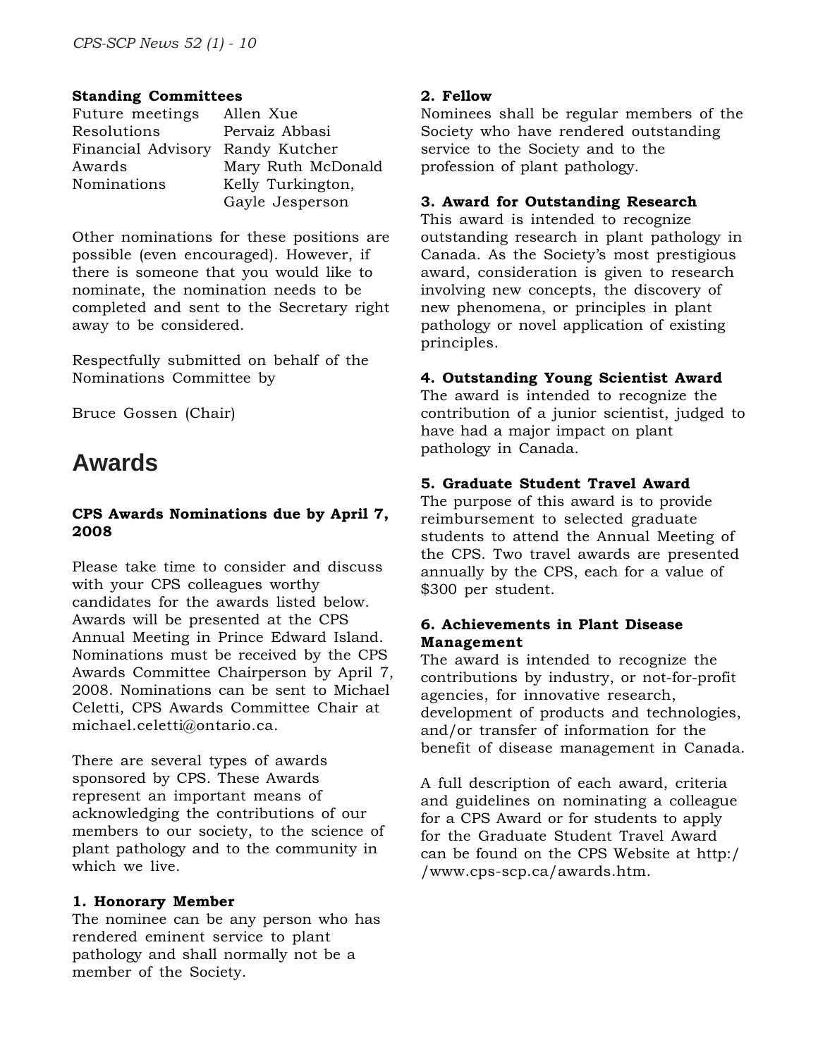**Standing Committees**

| | |
|---|---|
| Future meetings | Allen Xue |
| Resolutions | Pervaiz Abbasi |
| Financial Advisory | Randy Kutcher |
| Awards | Mary Ruth McDonald |
| Nominations | Kelly Turkington, Gayle Jesperson |

Other nominations for these positions are possible (even encouraged). However, if there is someone that you would like to nominate, the nomination needs to be completed and sent to the Secretary right away to be considered.

Respectfully submitted on behalf of the Nominations Committee by

Bruce Gossen (Chair)

# Awards

**CPS Awards Nominations due by April 7, 2008**

Please take time to consider and discuss with your CPS colleagues worthy candidates for the awards listed below. Awards will be presented at the CPS Annual Meeting in Prince Edward Island. Nominations must be received by the CPS Awards Committee Chairperson by April 7, 2008. Nominations can be sent to Michael Celetti, CPS Awards Committee Chair at michael.celetti@ontario.ca.

There are several types of awards sponsored by CPS. These Awards represent an important means of acknowledging the contributions of our members to our society, to the science of plant pathology and to the community in which we live.

**1. Honorary Member**
The nominee can be any person who has rendered eminent service to plant pathology and shall normally not be a member of the Society.

**2. Fellow**
Nominees shall be regular members of the Society who have rendered outstanding service to the Society and to the profession of plant pathology.

**3. Award for Outstanding Research**
This award is intended to recognize outstanding research in plant pathology in Canada. As the Society's most prestigious award, consideration is given to research involving new concepts, the discovery of new phenomena, or principles in plant pathology or novel application of existing principles.

**4. Outstanding Young Scientist Award**
The award is intended to recognize the contribution of a junior scientist, judged to have had a major impact on plant pathology in Canada.

**5. Graduate Student Travel Award**
The purpose of this award is to provide reimbursement to selected graduate students to attend the Annual Meeting of the CPS. Two travel awards are presented annually by the CPS, each for a value of $300 per student.

**6. Achievements in Plant Disease Management**
The award is intended to recognize the contributions by industry, or not-for-profit agencies, for innovative research, development of products and technologies, and/or transfer of information for the benefit of disease management in Canada.

A full description of each award, criteria and guidelines on nominating a colleague for a CPS Award or for students to apply for the Graduate Student Travel Award can be found on the CPS Website at http://www.cps-scp.ca/awards.htm.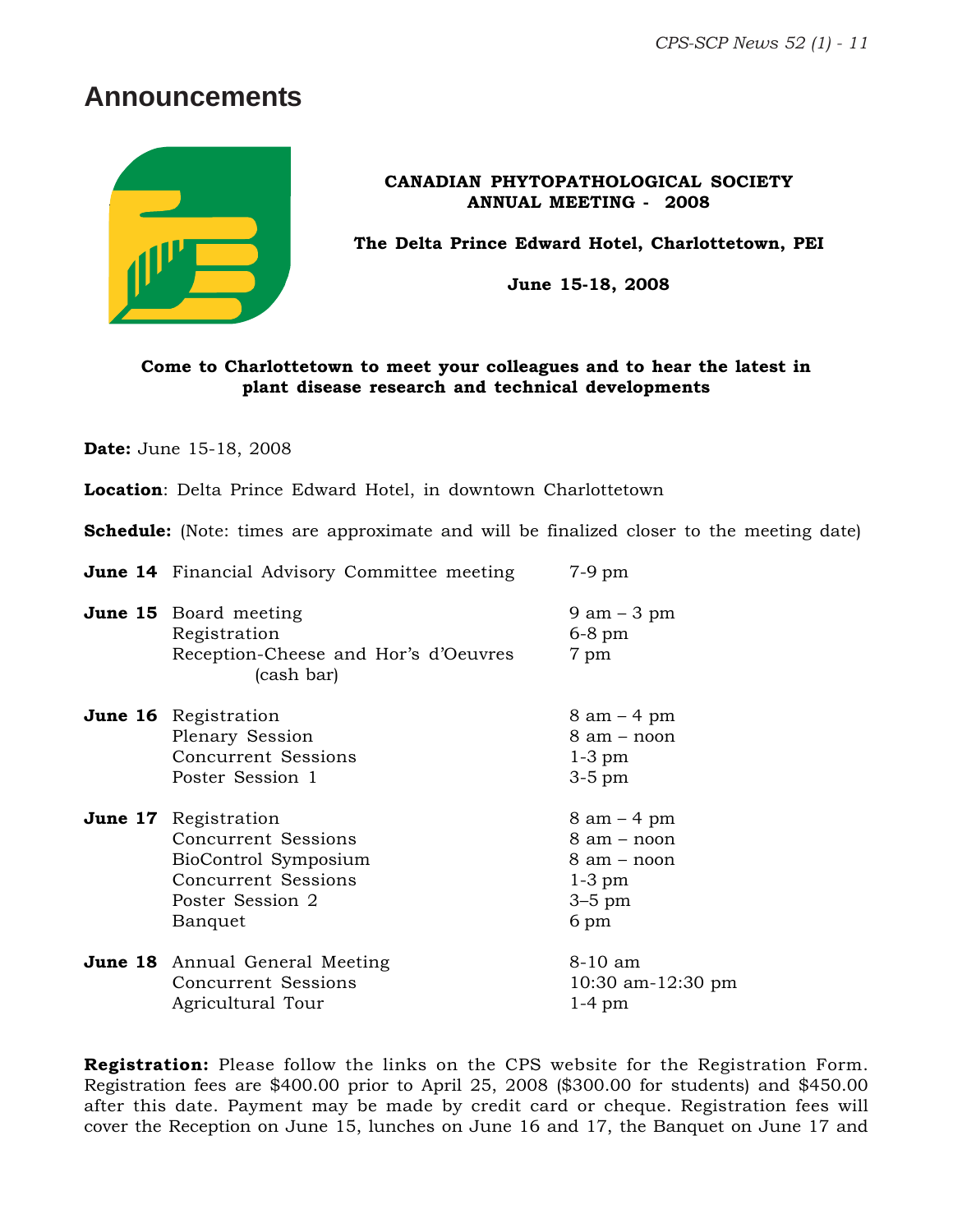# Announcements

**CANADIAN PHYTOPATHOLOGICAL SOCIETY**
**ANNUAL MEETING - 2008**

**The Delta Prince Edward Hotel, Charlottetown, PEI**

**June 15-18, 2008**

**Come to Charlottetown to meet your colleagues and to hear the latest in plant disease research and technical developments**

**Date:** June 15-18, 2008

**Location**: Delta Prince Edward Hotel, in downtown Charlottetown

**Schedule:** (Note: times are approximate and will be finalized closer to the meeting date)

| | | |
|---|---|---|
| **June 14** | Financial Advisory Committee meeting | 7-9 pm |
| **June 15** | Board meeting | 9 am – 3 pm |
| | Registration | 6-8 pm |
| | Reception-Cheese and Hor's d'Oeuvres (cash bar) | 7 pm |
| **June 16** | Registration | 8 am – 4 pm |
| | Plenary Session | 8 am – noon |
| | Concurrent Sessions | 1-3 pm |
| | Poster Session 1 | 3-5 pm |
| **June 17** | Registration | 8 am – 4 pm |
| | Concurrent Sessions | 8 am – noon |
| | BioControl Symposium | 8 am – noon |
| | Concurrent Sessions | 1-3 pm |
| | Poster Session 2 | 3–5 pm |
| | Banquet | 6 pm |
| **June 18** | Annual General Meeting | 8-10 am |
| | Concurrent Sessions | 10:30 am-12:30 pm |
| | Agricultural Tour | 1-4 pm |

**Registration:** Please follow the links on the CPS website for the Registration Form. Registration fees are $400.00 prior to April 25, 2008 ($300.00 for students) and $450.00 after this date. Payment may be made by credit card or cheque. Registration fees will cover the Reception on June 15, lunches on June 16 and 17, the Banquet on June 17 and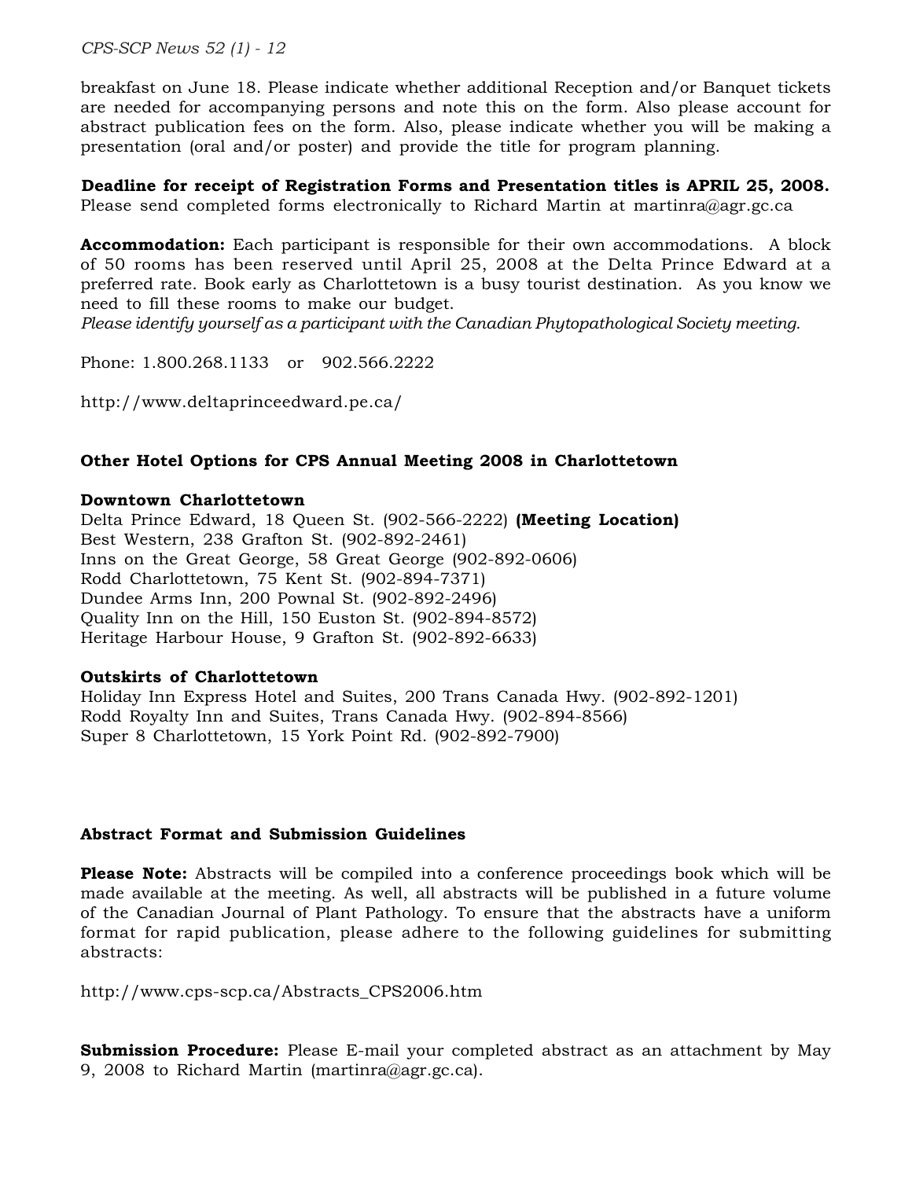breakfast on June 18. Please indicate whether additional Reception and/or Banquet tickets are needed for accompanying persons and note this on the form. Also please account for abstract publication fees on the form. Also, please indicate whether you will be making a presentation (oral and/or poster) and provide the title for program planning.

**Deadline for receipt of Registration Forms and Presentation titles is APRIL 25, 2008.**
Please send completed forms electronically to Richard Martin at martinra@agr.gc.ca

**Accommodation:** Each participant is responsible for their own accommodations. A block of 50 rooms has been reserved until April 25, 2008 at the Delta Prince Edward at a preferred rate. Book early as Charlottetown is a busy tourist destination. As you know we need to fill these rooms to make our budget.
*Please identify yourself as a participant with the Canadian Phytopathological Society meeting.*

Phone: 1.800.268.1133 or 902.566.2222

http://www.deltaprinceedward.pe.ca/

**Other Hotel Options for CPS Annual Meeting 2008 in Charlottetown**

**Downtown Charlottetown**
Delta Prince Edward, 18 Queen St. (902-566-2222) **(Meeting Location)**
Best Western, 238 Grafton St. (902-892-2461)
Inns on the Great George, 58 Great George (902-892-0606)
Rodd Charlottetown, 75 Kent St. (902-894-7371)
Dundee Arms Inn, 200 Pownal St. (902-892-2496)
Quality Inn on the Hill, 150 Euston St. (902-894-8572)
Heritage Harbour House, 9 Grafton St. (902-892-6633)

**Outskirts of Charlottetown**
Holiday Inn Express Hotel and Suites, 200 Trans Canada Hwy. (902-892-1201)
Rodd Royalty Inn and Suites, Trans Canada Hwy. (902-894-8566)
Super 8 Charlottetown, 15 York Point Rd. (902-892-7900)

**Abstract Format and Submission Guidelines**

**Please Note:** Abstracts will be compiled into a conference proceedings book which will be made available at the meeting. As well, all abstracts will be published in a future volume of the Canadian Journal of Plant Pathology. To ensure that the abstracts have a uniform format for rapid publication, please adhere to the following guidelines for submitting abstracts:

http://www.cps-scp.ca/Abstracts_CPS2006.htm

**Submission Procedure:** Please E-mail your completed abstract as an attachment by May 9, 2008 to Richard Martin (martinra@agr.gc.ca).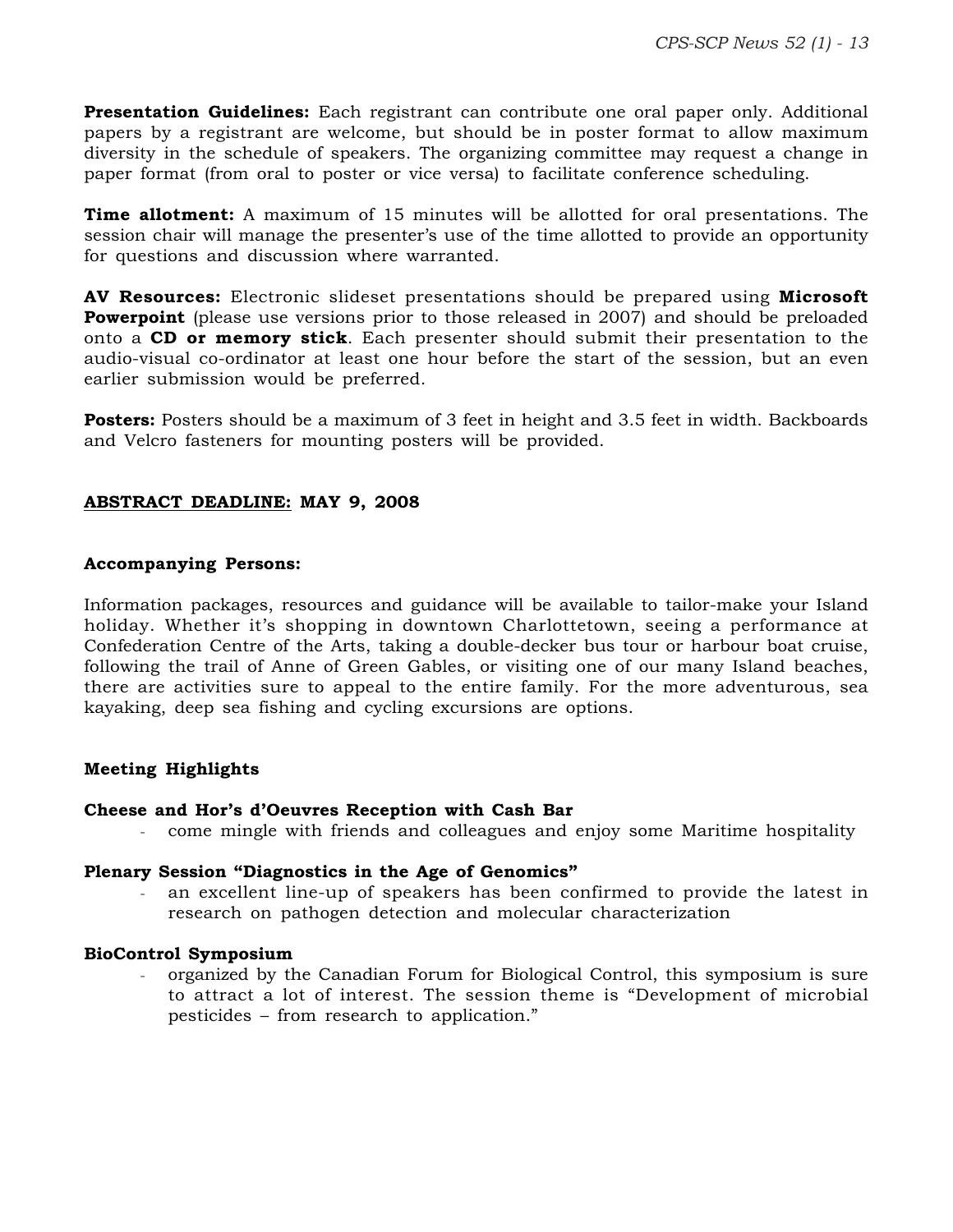**Presentation Guidelines:** Each registrant can contribute one oral paper only. Additional papers by a registrant are welcome, but should be in poster format to allow maximum diversity in the schedule of speakers. The organizing committee may request a change in paper format (from oral to poster or vice versa) to facilitate conference scheduling.

**Time allotment:** A maximum of 15 minutes will be allotted for oral presentations. The session chair will manage the presenter's use of the time allotted to provide an opportunity for questions and discussion where warranted.

**AV Resources:** Electronic slideset presentations should be prepared using **Microsoft Powerpoint** (please use versions prior to those released in 2007) and should be preloaded onto a **CD or memory stick**. Each presenter should submit their presentation to the audio-visual co-ordinator at least one hour before the start of the session, but an even earlier submission would be preferred.

**Posters:** Posters should be a maximum of 3 feet in height and 3.5 feet in width. Backboards and Velcro fasteners for mounting posters will be provided.

**<u>ABSTRACT DEADLINE:</u> MAY 9, 2008**

**Accompanying Persons:**

Information packages, resources and guidance will be available to tailor-make your Island holiday. Whether it's shopping in downtown Charlottetown, seeing a performance at Confederation Centre of the Arts, taking a double-decker bus tour or harbour boat cruise, following the trail of Anne of Green Gables, or visiting one of our many Island beaches, there are activities sure to appeal to the entire family. For the more adventurous, sea kayaking, deep sea fishing and cycling excursions are options.

### Meeting Highlights

**Cheese and Hor's d'Oeuvres Reception with Cash Bar**

- come mingle with friends and colleagues and enjoy some Maritime hospitality

**Plenary Session "Diagnostics in the Age of Genomics"**

- an excellent line-up of speakers has been confirmed to provide the latest in research on pathogen detection and molecular characterization

**BioControl Symposium**

- organized by the Canadian Forum for Biological Control, this symposium is sure to attract a lot of interest. The session theme is "Development of microbial pesticides – from research to application."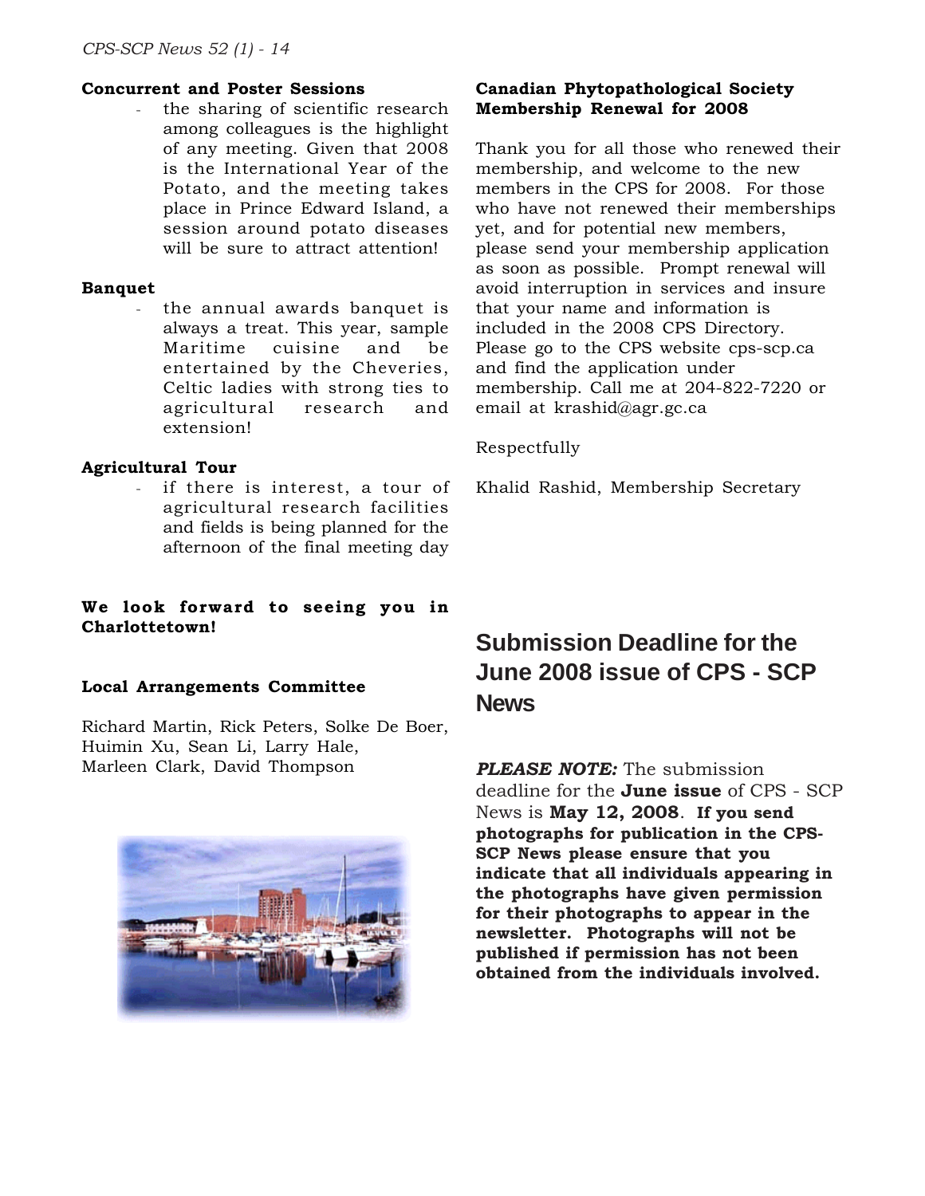**Concurrent and Poster Sessions**

- the sharing of scientific research among colleagues is the highlight of any meeting. Given that 2008 is the International Year of the Potato, and the meeting takes place in Prince Edward Island, a session around potato diseases will be sure to attract attention!

**Banquet**

- the annual awards banquet is always a treat. This year, sample Maritime cuisine and be entertained by the Cheveries, Celtic ladies with strong ties to agricultural research and extension!

**Agricultural Tour**

- if there is interest, a tour of agricultural research facilities and fields is being planned for the afternoon of the final meeting day

**We look forward to seeing you in Charlottetown!**

**Local Arrangements Committee**

Richard Martin, Rick Peters, Solke De Boer, Huimin Xu, Sean Li, Larry Hale, Marleen Clark, David Thompson

**Canadian Phytopathological Society Membership Renewal for 2008**

Thank you for all those who renewed their membership, and welcome to the new members in the CPS for 2008. For those who have not renewed their memberships yet, and for potential new members, please send your membership application as soon as possible. Prompt renewal will avoid interruption in services and insure that your name and information is included in the 2008 CPS Directory. Please go to the CPS website cps-scp.ca and find the application under membership. Call me at 204-822-7220 or email at krashid@agr.gc.ca

Respectfully

Khalid Rashid, Membership Secretary

## Submission Deadline for the June 2008 issue of CPS - SCP News

***PLEASE NOTE:*** The submission deadline for the **June issue** of CPS - SCP News is **May 12, 2008**. **If you send photographs for publication in the CPS-SCP News please ensure that you indicate that all individuals appearing in the photographs have given permission for their photographs to appear in the newsletter. Photographs will not be published if permission has not been obtained from the individuals involved.**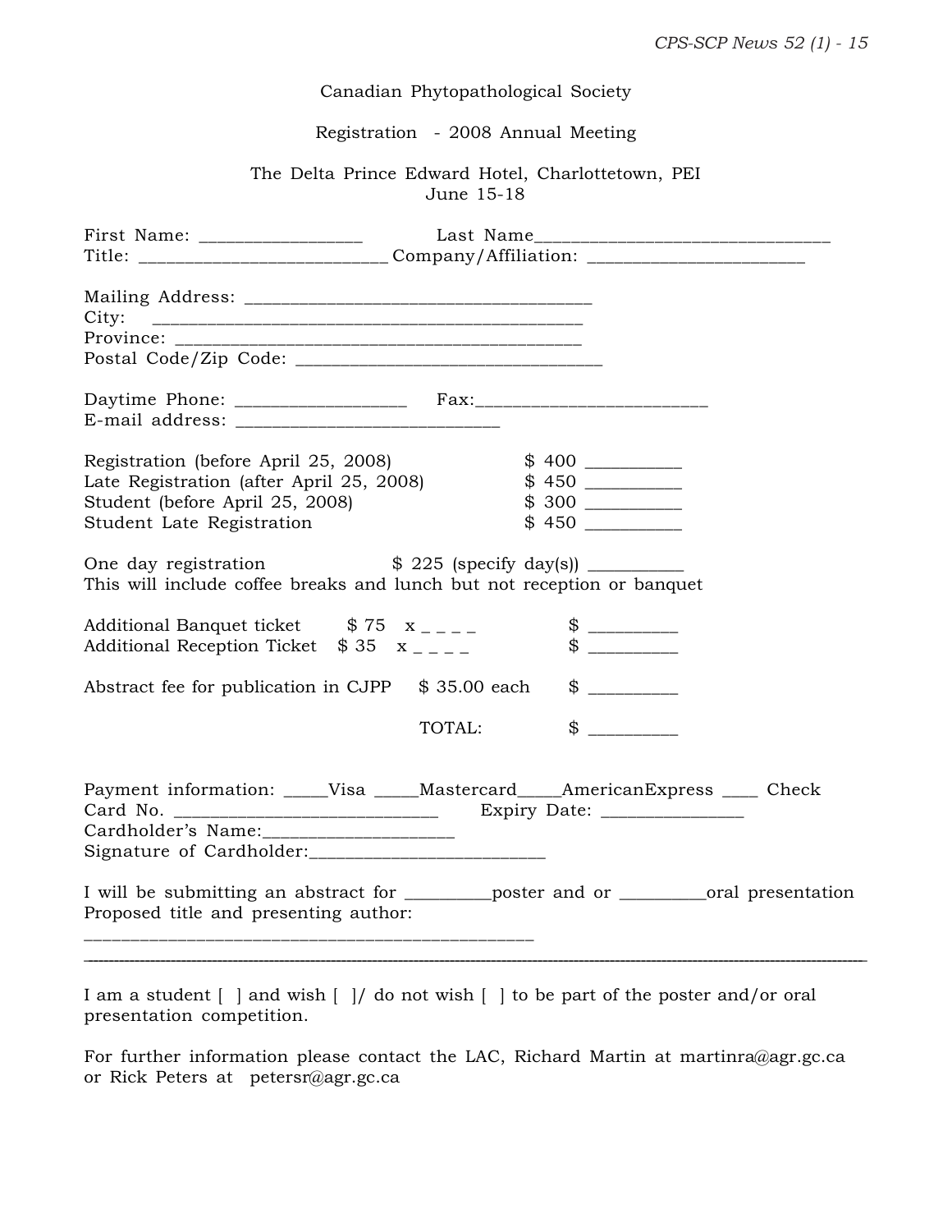Canadian Phytopathological Society

Registration - 2008 Annual Meeting

The Delta Prince Edward Hotel, Charlottetown, PEI
June 15-18

First Name: _________________ Last Name_______________________________
Title: __________________________ Company/Affiliation: ______________________

Mailing Address: ____________________________________
City: ____________________________________________
Province: ___________________________________________
Postal Code/Zip Code: ________________________________

Daytime Phone: __________________ Fax:________________________
E-mail address: ___________________________

Registration (before April 25, 2008) $ 400 __________
Late Registration (after April 25, 2008) $ 450 __________
Student (before April 25, 2008) $ 300 __________
Student Late Registration $ 450 __________

One day registration $ 225 (specify day(s)) __________
This will include coffee breaks and lunch but not reception or banquet

Additional Banquet ticket $ 75 x _ _ _ _ $ _________
Additional Reception Ticket $ 35 x _ _ _ _ $ _________

Abstract fee for publication in CJPP $ 35.00 each $ _________

TOTAL: $ _________

Payment information: _____Visa _____Mastercard_____AmericanExpress ____ Check
Card No. ___________________________ Expiry Date: _______________
Cardholder's Name:____________________
Signature of Cardholder:_________________________

I will be submitting an abstract for _________poster and or _________oral presentation
Proposed title and presenting author:
_____________________________________________

---

I am a student [ ] and wish [ ]/ do not wish [ ] to be part of the poster and/or oral presentation competition.

For further information please contact the LAC, Richard Martin at martinra@agr.gc.ca or Rick Peters at petersr@agr.gc.ca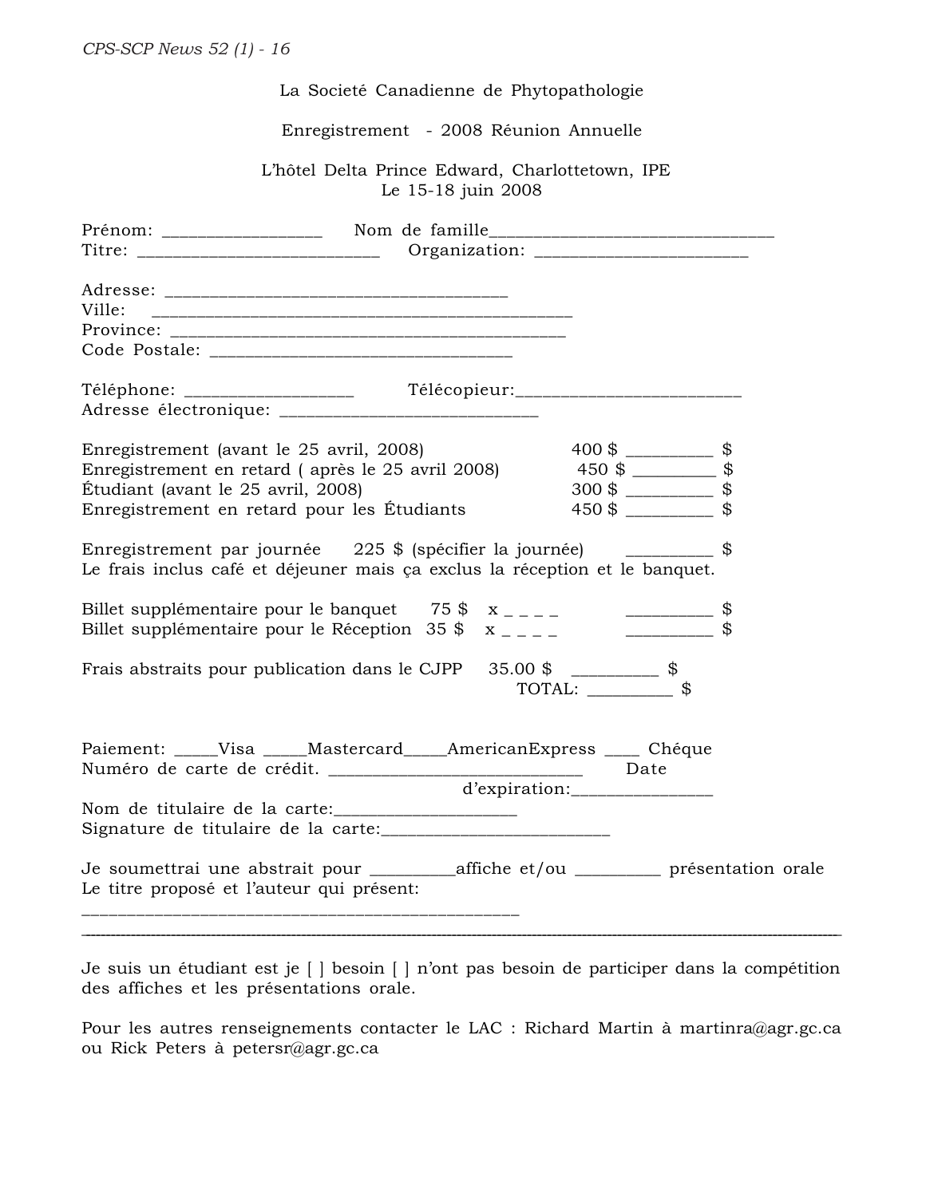La Societé Canadienne de Phytopathologie

Enregistrement - 2008 Réunion Annuelle

L'hôtel Delta Prince Edward, Charlottetown, IPE
Le 15-18 juin 2008

Prénom: _________________ Nom de famille______________________________
Titre: __________________________ Organization: ______________________

Adresse: ____________________________________
Ville: ______________________________________________
Province: _____________________________________________
Code Postale: ________________________________

Téléphone: __________________ Télécopieur:_______________________
Adresse électronique: ___________________________

Enregistrement (avant le 25 avril, 2008) 400 $ _________ $
Enregistrement en retard ( après le 25 avril 2008) 450 $ _________ $
Étudiant (avant le 25 avril, 2008) 300 $ _________ $
Enregistrement en retard pour les Étudiants 450 $ _________ $

Enregistrement par journée 225 $ (spécifier la journée) _________ $
Le frais inclus café et déjeuner mais ça exclus la réception et le banquet.

Billet supplémentaire pour le banquet 75 $ x _ _ _ _ _________ $
Billet supplémentaire pour le Réception 35 $ x _ _ _ _ _________ $

Frais abstraits pour publication dans le CJPP 35.00 $ _________ $
TOTAL: _________ $

Paiement: _____Visa _____Mastercard_____AmericanExpress ____ Chéque
Numéro de carte de crédit. ___________________________ Date d'expiration:_______________
Nom de titulaire de la carte:___________________
Signature de titulaire de la carte:________________________

Je soumettrai une abstrait pour _________affiche et/ou _________ présentation orale
Le titre proposé et l'auteur qui présent:
______________________________________________

---

Je suis un étudiant est je [ ] besoin [ ] n'ont pas besoin de participer dans la compétition des affiches et les présentations orale.

Pour les autres renseignements contacter le LAC : Richard Martin à martinra@agr.gc.ca ou Rick Peters à petersr@agr.gc.ca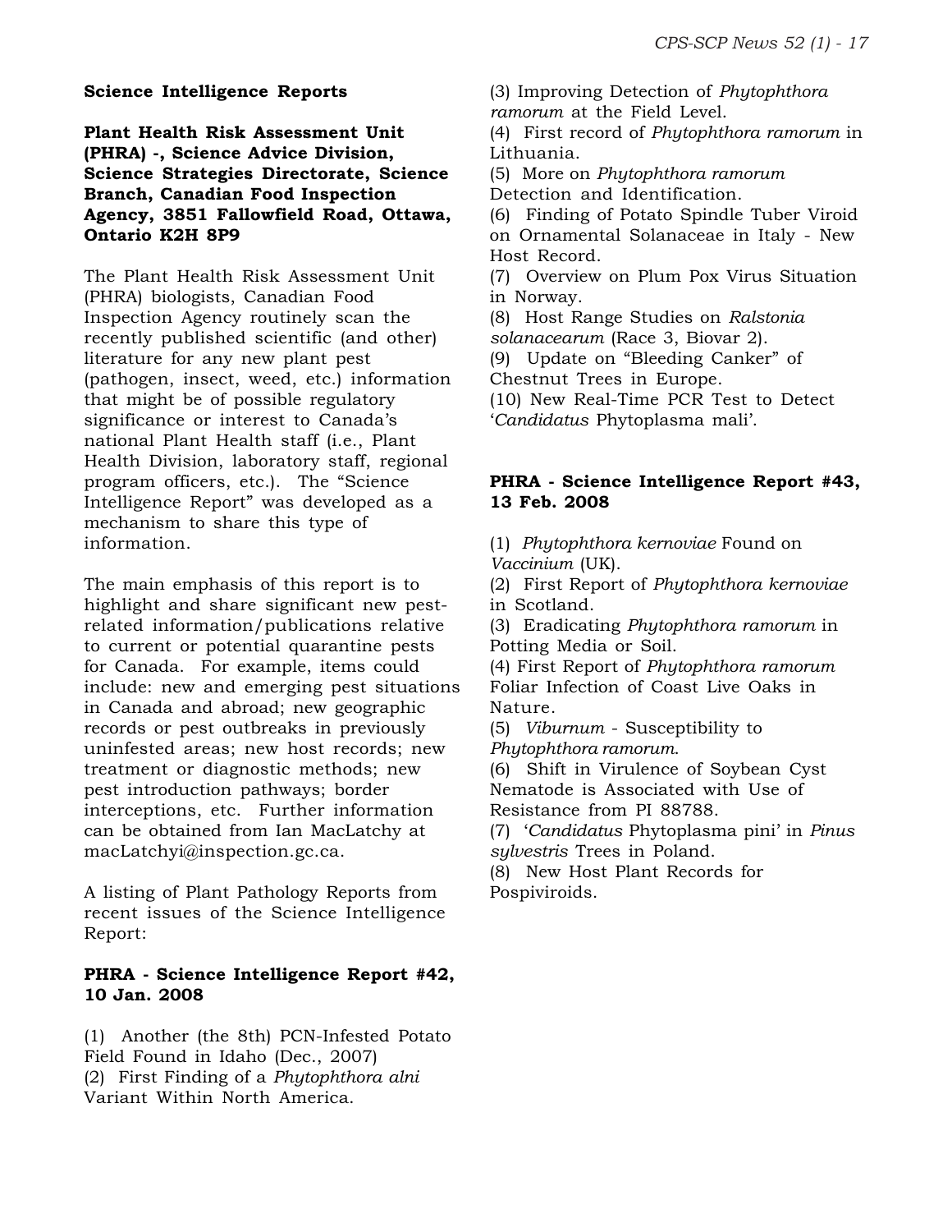## Science Intelligence Reports

**Plant Health Risk Assessment Unit (PHRA) -, Science Advice Division, Science Strategies Directorate, Science Branch, Canadian Food Inspection Agency, 3851 Fallowfield Road, Ottawa, Ontario K2H 8P9**

The Plant Health Risk Assessment Unit (PHRA) biologists, Canadian Food Inspection Agency routinely scan the recently published scientific (and other) literature for any new plant pest (pathogen, insect, weed, etc.) information that might be of possible regulatory significance or interest to Canada's national Plant Health staff (i.e., Plant Health Division, laboratory staff, regional program officers, etc.). The "Science Intelligence Report" was developed as a mechanism to share this type of information.

The main emphasis of this report is to highlight and share significant new pest-related information/publications relative to current or potential quarantine pests for Canada. For example, items could include: new and emerging pest situations in Canada and abroad; new geographic records or pest outbreaks in previously uninfested areas; new host records; new treatment or diagnostic methods; new pest introduction pathways; border interceptions, etc. Further information can be obtained from Ian MacLatchy at macLatchyi@inspection.gc.ca.

A listing of Plant Pathology Reports from recent issues of the Science Intelligence Report:

### PHRA - Science Intelligence Report #42, 10 Jan. 2008

(1) Another (the 8th) PCN-Infested Potato Field Found in Idaho (Dec., 2007)
(2) First Finding of a *Phytophthora alni* Variant Within North America.
(3) Improving Detection of *Phytophthora ramorum* at the Field Level.
(4) First record of *Phytophthora ramorum* in Lithuania.
(5) More on *Phytophthora ramorum* Detection and Identification.
(6) Finding of Potato Spindle Tuber Viroid on Ornamental Solanaceae in Italy - New Host Record.
(7) Overview on Plum Pox Virus Situation in Norway.
(8) Host Range Studies on *Ralstonia solanacearum* (Race 3, Biovar 2).
(9) Update on "Bleeding Canker" of Chestnut Trees in Europe.
(10) New Real-Time PCR Test to Detect '*Candidatus* Phytoplasma mali'.

### PHRA - Science Intelligence Report #43, 13 Feb. 2008

(1) *Phytophthora kernoviae* Found on *Vaccinium* (UK).
(2) First Report of *Phytophthora kernoviae* in Scotland.
(3) Eradicating *Phytophthora ramorum* in Potting Media or Soil.
(4) First Report of *Phytophthora ramorum* Foliar Infection of Coast Live Oaks in Nature.
(5) *Viburnum* - Susceptibility to *Phytophthora ramorum*.
(6) Shift in Virulence of Soybean Cyst Nematode is Associated with Use of Resistance from PI 88788.
(7) '*Candidatus* Phytoplasma pini' in *Pinus sylvestris* Trees in Poland.
(8) New Host Plant Records for Pospiviroids.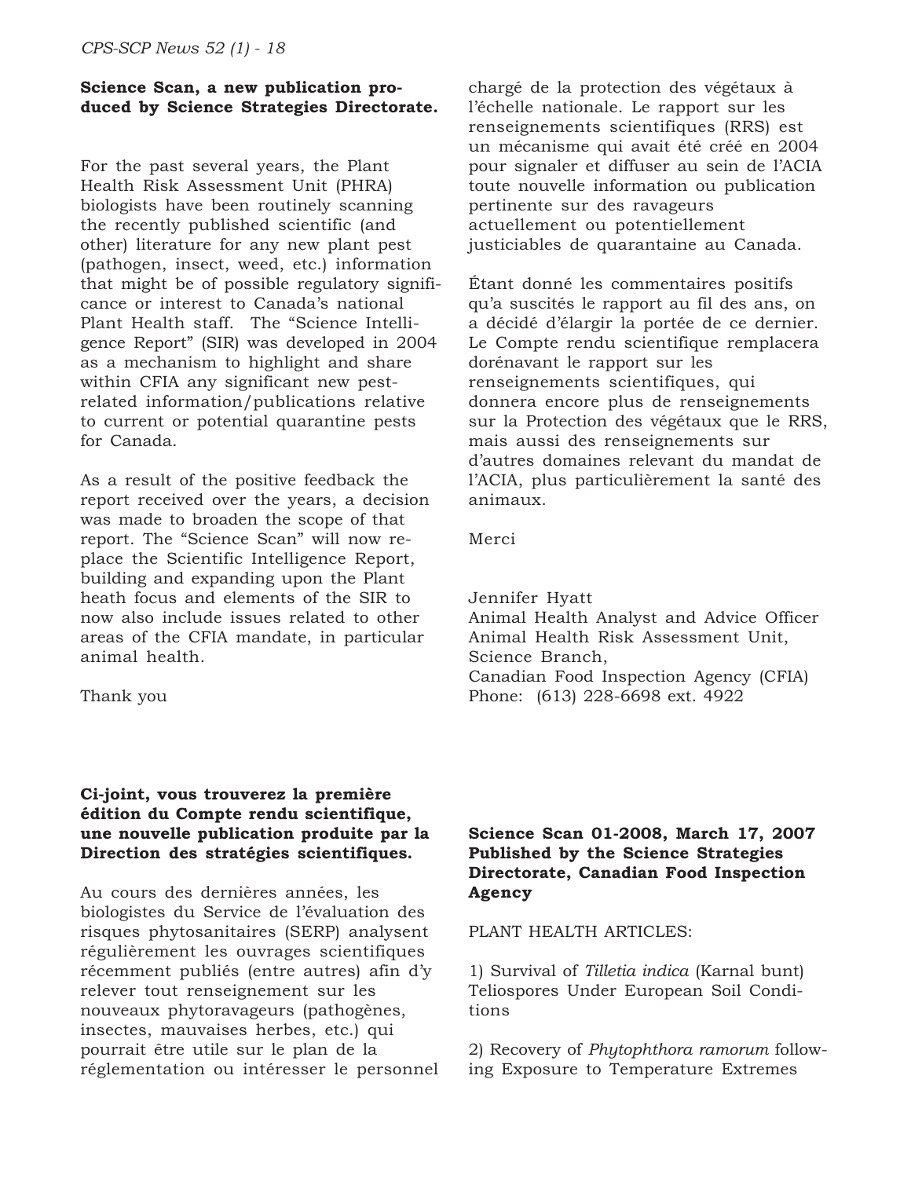**Science Scan, a new publication produced by Science Strategies Directorate.**

For the past several years, the Plant Health Risk Assessment Unit (PHRA) biologists have been routinely scanning the recently published scientific (and other) literature for any new plant pest (pathogen, insect, weed, etc.) information that might be of possible regulatory significance or interest to Canada's national Plant Health staff. The "Science Intelligence Report" (SIR) was developed in 2004 as a mechanism to highlight and share within CFIA any significant new pest-related information/publications relative to current or potential quarantine pests for Canada.

As a result of the positive feedback the report received over the years, a decision was made to broaden the scope of that report. The "Science Scan" will now replace the Scientific Intelligence Report, building and expanding upon the Plant heath focus and elements of the SIR to now also include issues related to other areas of the CFIA mandate, in particular animal health.

Thank you

**Ci-joint, vous trouverez la première édition du Compte rendu scientifique, une nouvelle publication produite par la Direction des stratégies scientifiques.**

Au cours des dernières années, les biologistes du Service de l'évaluation des risques phytosanitaires (SERP) analysent régulièrement les ouvrages scientifiques récemment publiés (entre autres) afin d'y relever tout renseignement sur les nouveaux phytoravageurs (pathogènes, insectes, mauvaises herbes, etc.) qui pourrait être utile sur le plan de la réglementation ou intéresser le personnel chargé de la protection des végétaux à l'échelle nationale. Le rapport sur les renseignements scientifiques (RRS) est un mécanisme qui avait été créé en 2004 pour signaler et diffuser au sein de l'ACIA toute nouvelle information ou publication pertinente sur des ravageurs actuellement ou potentiellement justiciables de quarantaine au Canada.

Étant donné les commentaires positifs qu'a suscités le rapport au fil des ans, on a décidé d'élargir la portée de ce dernier. Le Compte rendu scientifique remplacera dorénavant le rapport sur les renseignements scientifiques, qui donnera encore plus de renseignements sur la Protection des végétaux que le RRS, mais aussi des renseignements sur d'autres domaines relevant du mandat de l'ACIA, plus particulièrement la santé des animaux.

Merci

Jennifer Hyatt
Animal Health Analyst and Advice Officer
Animal Health Risk Assessment Unit,
Science Branch,
Canadian Food Inspection Agency (CFIA)
Phone: (613) 228-6698 ext. 4922

**Science Scan 01-2008, March 17, 2007**
**Published by the Science Strategies Directorate, Canadian Food Inspection Agency**

PLANT HEALTH ARTICLES:

1) Survival of *Tilletia indica* (Karnal bunt) Teliospores Under European Soil Conditions

2) Recovery of *Phytophthora ramorum* following Exposure to Temperature Extremes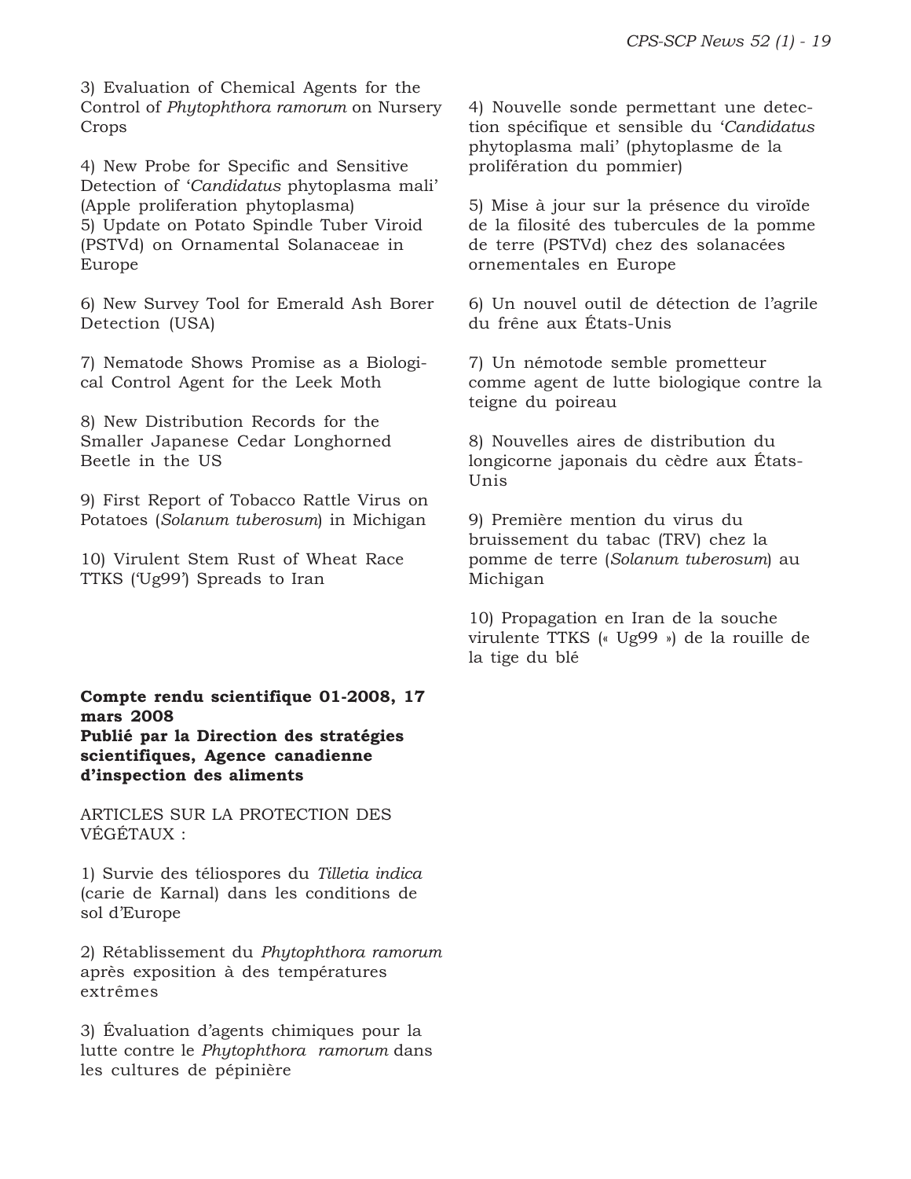3) Evaluation of Chemical Agents for the Control of *Phytophthora ramorum* on Nursery Crops

4) New Probe for Specific and Sensitive Detection of '*Candidatus* phytoplasma mali' (Apple proliferation phytoplasma)
5) Update on Potato Spindle Tuber Viroid (PSTVd) on Ornamental Solanaceae in Europe

6) New Survey Tool for Emerald Ash Borer Detection (USA)

7) Nematode Shows Promise as a Biological Control Agent for the Leek Moth

8) New Distribution Records for the Smaller Japanese Cedar Longhorned Beetle in the US

9) First Report of Tobacco Rattle Virus on Potatoes (*Solanum tuberosum*) in Michigan

10) Virulent Stem Rust of Wheat Race TTKS ('Ug99') Spreads to Iran

**Compte rendu scientifique 01-2008, 17 mars 2008**
**Publié par la Direction des stratégies scientifiques, Agence canadienne d'inspection des aliments**

ARTICLES SUR LA PROTECTION DES VÉGÉTAUX :

1) Survie des téliospores du *Tilletia indica* (carie de Karnal) dans les conditions de sol d'Europe

2) Rétablissement du *Phytophthora ramorum* après exposition à des températures extrêmes

3) Évaluation d'agents chimiques pour la lutte contre le *Phytophthora ramorum* dans les cultures de pépinière

4) Nouvelle sonde permettant une détection spécifique et sensible du '*Candidatus* phytoplasma mali' (phytoplasme de la prolifération du pommier)

5) Mise à jour sur la présence du viroïde de la filosité des tubercules de la pomme de terre (PSTVd) chez des solanacées ornementales en Europe

6) Un nouvel outil de détection de l'agrile du frêne aux États-Unis

7) Un némotode semble prometteur comme agent de lutte biologique contre la teigne du poireau

8) Nouvelles aires de distribution du longicorne japonais du cèdre aux États-Unis

9) Première mention du virus du bruissement du tabac (TRV) chez la pomme de terre (*Solanum tuberosum*) au Michigan

10) Propagation en Iran de la souche virulente TTKS (« Ug99 ») de la rouille de la tige du blé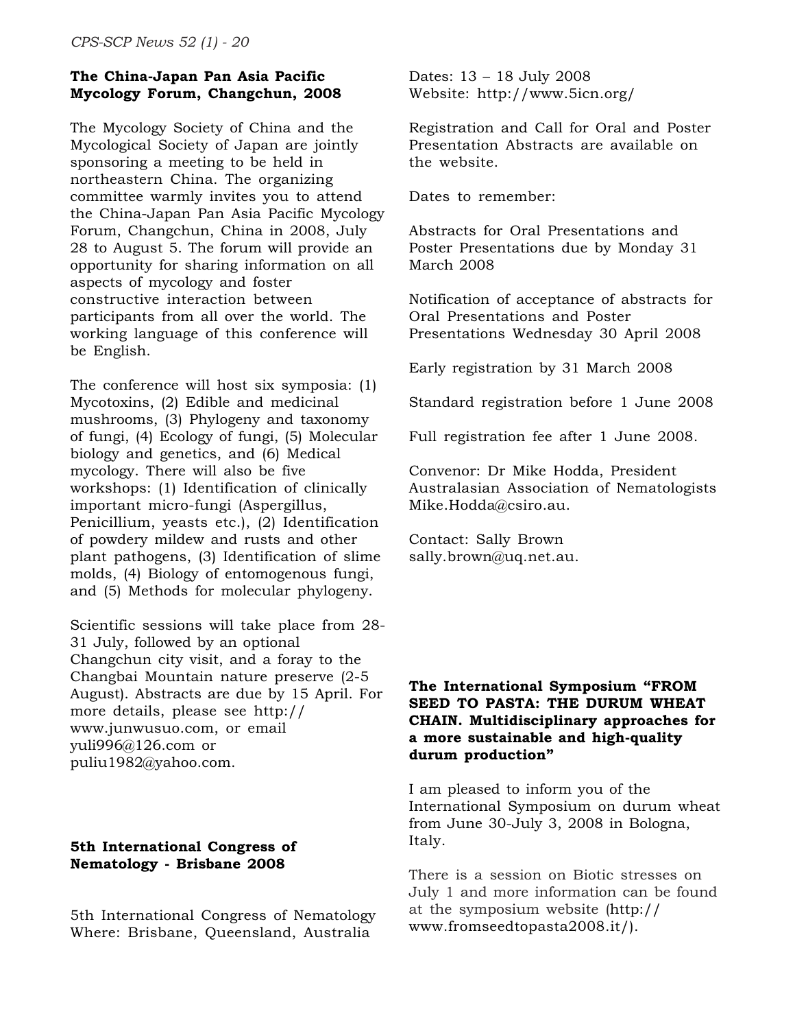### The China-Japan Pan Asia Pacific Mycology Forum, Changchun, 2008

The Mycology Society of China and the Mycological Society of Japan are jointly sponsoring a meeting to be held in northeastern China. The organizing committee warmly invites you to attend the China-Japan Pan Asia Pacific Mycology Forum, Changchun, China in 2008, July 28 to August 5. The forum will provide an opportunity for sharing information on all aspects of mycology and foster constructive interaction between participants from all over the world. The working language of this conference will be English.

The conference will host six symposia: (1) Mycotoxins, (2) Edible and medicinal mushrooms, (3) Phylogeny and taxonomy of fungi, (4) Ecology of fungi, (5) Molecular biology and genetics, and (6) Medical mycology. There will also be five workshops: (1) Identification of clinically important micro-fungi (Aspergillus, Penicillium, yeasts etc.), (2) Identification of powdery mildew and rusts and other plant pathogens, (3) Identification of slime molds, (4) Biology of entomogenous fungi, and (5) Methods for molecular phylogeny.

Scientific sessions will take place from 28-31 July, followed by an optional Changchun city visit, and a foray to the Changbai Mountain nature preserve (2-5 August). Abstracts are due by 15 April. For more details, please see http://www.junwusuo.com, or email yuli996@126.com or puliu1982@yahoo.com.

### 5th International Congress of Nematology - Brisbane 2008

5th International Congress of Nematology
Where: Brisbane, Queensland, Australia
Dates: 13 – 18 July 2008
Website: http://www.5icn.org/

Registration and Call for Oral and Poster Presentation Abstracts are available on the website.

Dates to remember:

Abstracts for Oral Presentations and Poster Presentations due by Monday 31 March 2008

Notification of acceptance of abstracts for Oral Presentations and Poster Presentations Wednesday 30 April 2008

Early registration by 31 March 2008

Standard registration before 1 June 2008

Full registration fee after 1 June 2008.

Convenor: Dr Mike Hodda, President Australasian Association of Nematologists Mike.Hodda@csiro.au.

Contact: Sally Brown sally.brown@uq.net.au.

### The International Symposium "FROM SEED TO PASTA: THE DURUM WHEAT CHAIN. Multidisciplinary approaches for a more sustainable and high-quality durum production"

I am pleased to inform you of the International Symposium on durum wheat from June 30-July 3, 2008 in Bologna, Italy.

There is a session on Biotic stresses on July 1 and more information can be found at the symposium website (http://www.fromseedtopasta2008.it/).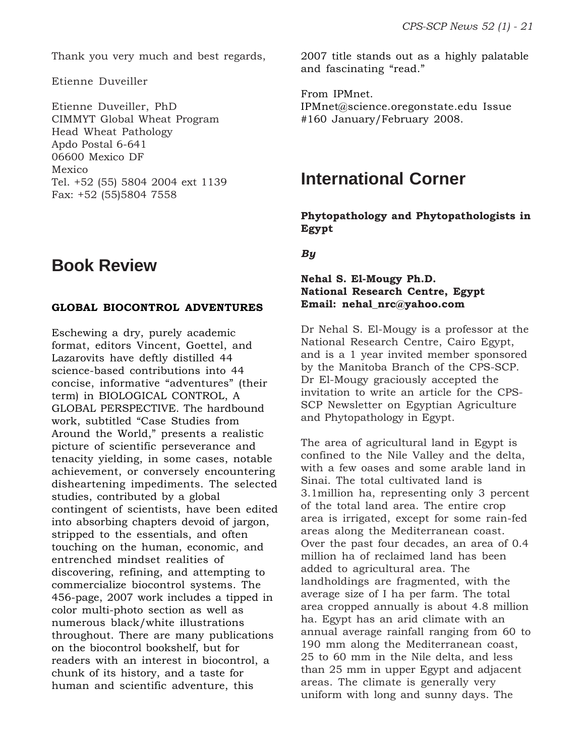Thank you very much and best regards,

Etienne Duveiller

Etienne Duveiller, PhD
CIMMYT Global Wheat Program
Head Wheat Pathology
Apdo Postal 6-641
06600 Mexico DF
Mexico
Tel. +52 (55) 5804 2004 ext 1139
Fax: +52 (55)5804 7558

# Book Review

**GLOBAL BIOCONTROL ADVENTURES**

Eschewing a dry, purely academic format, editors Vincent, Goettel, and Lazarovits have deftly distilled 44 science-based contributions into 44 concise, informative "adventures" (their term) in BIOLOGICAL CONTROL, A GLOBAL PERSPECTIVE. The hardbound work, subtitled "Case Studies from Around the World," presents a realistic picture of scientific perseverance and tenacity yielding, in some cases, notable achievement, or conversely encountering disheartening impediments. The selected studies, contributed by a global contingent of scientists, have been edited into absorbing chapters devoid of jargon, stripped to the essentials, and often touching on the human, economic, and entrenched mindset realities of discovering, refining, and attempting to commercialize biocontrol systems. The 456-page, 2007 work includes a tipped in color multi-photo section as well as numerous black/white illustrations throughout. There are many publications on the biocontrol bookshelf, but for readers with an interest in biocontrol, a chunk of its history, and a taste for human and scientific adventure, this 2007 title stands out as a highly palatable and fascinating "read."

From IPMnet.
IPMnet@science.oregonstate.edu Issue #160 January/February 2008.

# International Corner

**Phytopathology and Phytopathologists in Egypt**

***By***

**Nehal S. El-Mougy Ph.D.**
**National Research Centre, Egypt**
**Email: nehal_nrc@yahoo.com**

Dr Nehal S. El-Mougy is a professor at the National Research Centre, Cairo Egypt, and is a 1 year invited member sponsored by the Manitoba Branch of the CPS-SCP. Dr El-Mougy graciously accepted the invitation to write an article for the CPS-SCP Newsletter on Egyptian Agriculture and Phytopathology in Egypt.

The area of agricultural land in Egypt is confined to the Nile Valley and the delta, with a few oases and some arable land in Sinai. The total cultivated land is 3.1million ha, representing only 3 percent of the total land area. The entire crop area is irrigated, except for some rain-fed areas along the Mediterranean coast. Over the past four decades, an area of 0.4 million ha of reclaimed land has been added to agricultural area. The landholdings are fragmented, with the average size of I ha per farm. The total area cropped annually is about 4.8 million ha. Egypt has an arid climate with an annual average rainfall ranging from 60 to 190 mm along the Mediterranean coast, 25 to 60 mm in the Nile delta, and less than 25 mm in upper Egypt and adjacent areas. The climate is generally very uniform with long and sunny days. The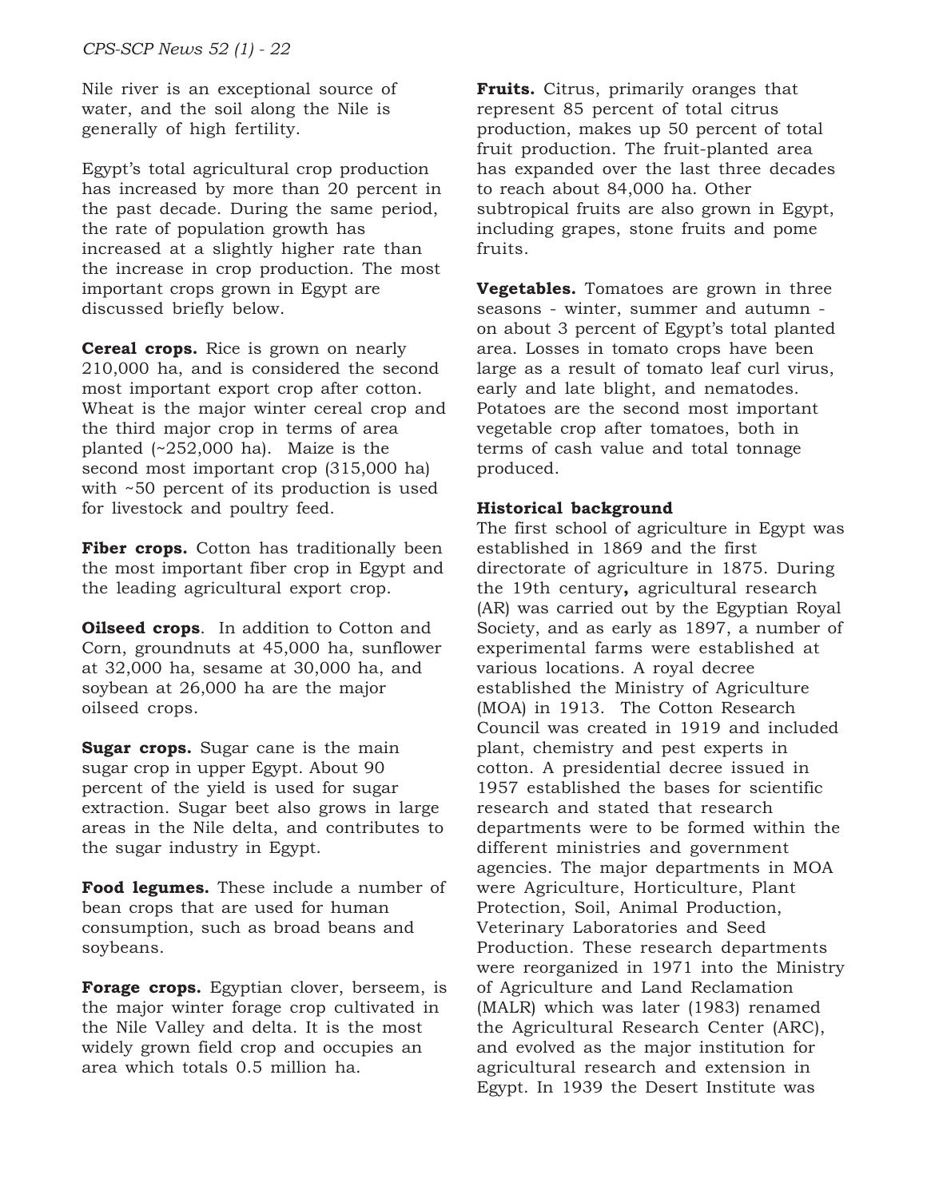Nile river is an exceptional source of water, and the soil along the Nile is generally of high fertility.

Egypt's total agricultural crop production has increased by more than 20 percent in the past decade. During the same period, the rate of population growth has increased at a slightly higher rate than the increase in crop production. The most important crops grown in Egypt are discussed briefly below.

**Cereal crops.** Rice is grown on nearly 210,000 ha, and is considered the second most important export crop after cotton. Wheat is the major winter cereal crop and the third major crop in terms of area planted (~252,000 ha). Maize is the second most important crop (315,000 ha) with ~50 percent of its production is used for livestock and poultry feed.

**Fiber crops.** Cotton has traditionally been the most important fiber crop in Egypt and the leading agricultural export crop.

**Oilseed crops**. In addition to Cotton and Corn, groundnuts at 45,000 ha, sunflower at 32,000 ha, sesame at 30,000 ha, and soybean at 26,000 ha are the major oilseed crops.

**Sugar crops.** Sugar cane is the main sugar crop in upper Egypt. About 90 percent of the yield is used for sugar extraction. Sugar beet also grows in large areas in the Nile delta, and contributes to the sugar industry in Egypt.

**Food legumes.** These include a number of bean crops that are used for human consumption, such as broad beans and soybeans.

**Forage crops.** Egyptian clover, berseem, is the major winter forage crop cultivated in the Nile Valley and delta. It is the most widely grown field crop and occupies an area which totals 0.5 million ha.

**Fruits.** Citrus, primarily oranges that represent 85 percent of total citrus production, makes up 50 percent of total fruit production. The fruit-planted area has expanded over the last three decades to reach about 84,000 ha. Other subtropical fruits are also grown in Egypt, including grapes, stone fruits and pome fruits.

**Vegetables.** Tomatoes are grown in three seasons - winter, summer and autumn - on about 3 percent of Egypt's total planted area. Losses in tomato crops have been large as a result of tomato leaf curl virus, early and late blight, and nematodes. Potatoes are the second most important vegetable crop after tomatoes, both in terms of cash value and total tonnage produced.

**Historical background**

The first school of agriculture in Egypt was established in 1869 and the first directorate of agriculture in 1875. During the 19th century**,** agricultural research (AR) was carried out by the Egyptian Royal Society, and as early as 1897, a number of experimental farms were established at various locations. A royal decree established the Ministry of Agriculture (MOA) in 1913. The Cotton Research Council was created in 1919 and included plant, chemistry and pest experts in cotton. A presidential decree issued in 1957 established the bases for scientific research and stated that research departments were to be formed within the different ministries and government agencies. The major departments in MOA were Agriculture, Horticulture, Plant Protection, Soil, Animal Production, Veterinary Laboratories and Seed Production. These research departments were reorganized in 1971 into the Ministry of Agriculture and Land Reclamation (MALR) which was later (1983) renamed the Agricultural Research Center (ARC), and evolved as the major institution for agricultural research and extension in Egypt. In 1939 the Desert Institute was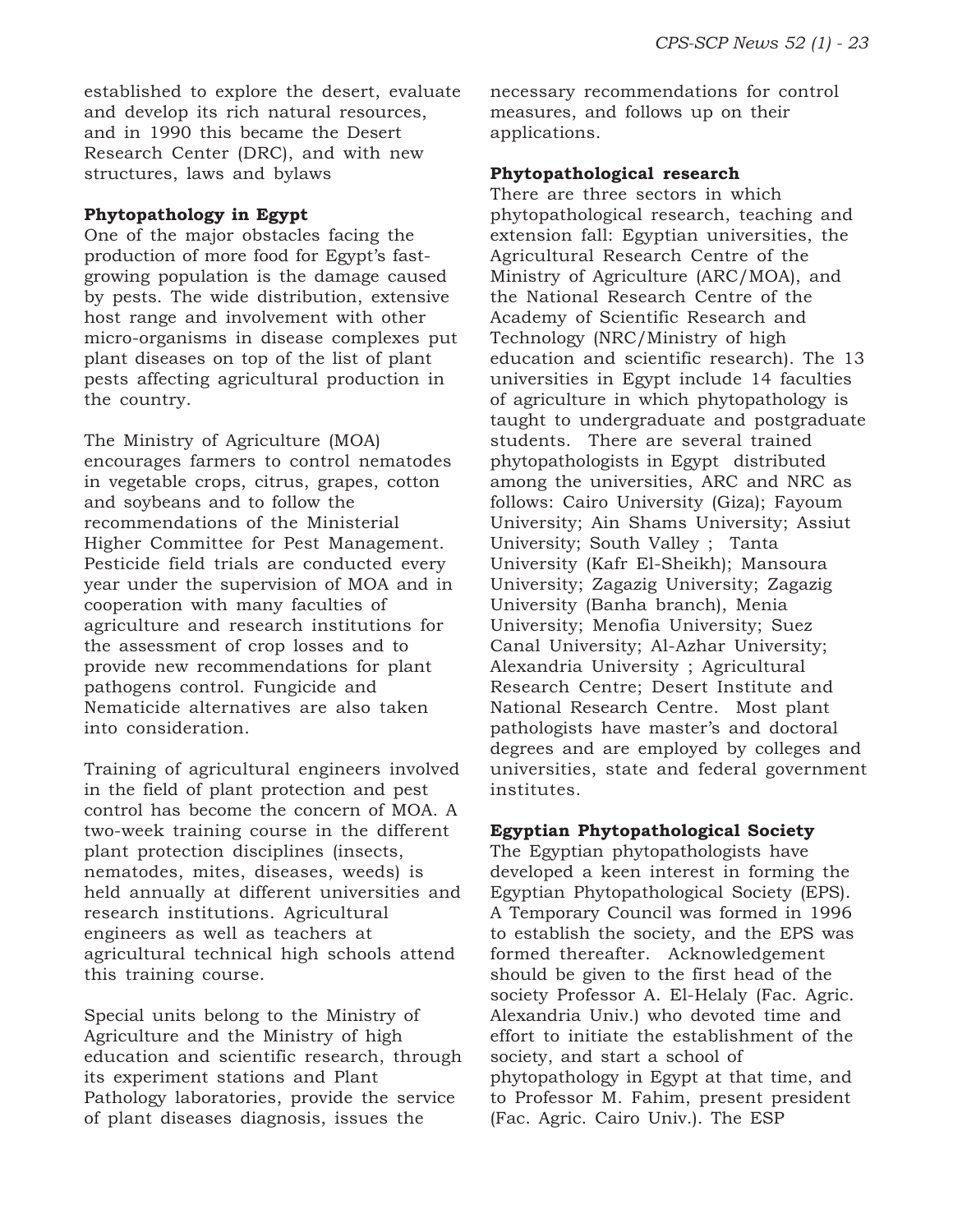established to explore the desert, evaluate and develop its rich natural resources, and in 1990 this became the Desert Research Center (DRC), and with new structures, laws and bylaws

**Phytopathology in Egypt**

One of the major obstacles facing the production of more food for Egypt's fast-growing population is the damage caused by pests. The wide distribution, extensive host range and involvement with other micro-organisms in disease complexes put plant diseases on top of the list of plant pests affecting agricultural production in the country.

The Ministry of Agriculture (MOA) encourages farmers to control nematodes in vegetable crops, citrus, grapes, cotton and soybeans and to follow the recommendations of the Ministerial Higher Committee for Pest Management. Pesticide field trials are conducted every year under the supervision of MOA and in cooperation with many faculties of agriculture and research institutions for the assessment of crop losses and to provide new recommendations for plant pathogens control. Fungicide and Nematicide alternatives are also taken into consideration.

Training of agricultural engineers involved in the field of plant protection and pest control has become the concern of MOA. A two-week training course in the different plant protection disciplines (insects, nematodes, mites, diseases, weeds) is held annually at different universities and research institutions. Agricultural engineers as well as teachers at agricultural technical high schools attend this training course.

Special units belong to the Ministry of Agriculture and the Ministry of high education and scientific research, through its experiment stations and Plant Pathology laboratories, provide the service of plant diseases diagnosis, issues the necessary recommendations for control measures, and follows up on their applications.

**Phytopathological research**

There are three sectors in which phytopathological research, teaching and extension fall: Egyptian universities, the Agricultural Research Centre of the Ministry of Agriculture (ARC/MOA), and the National Research Centre of the Academy of Scientific Research and Technology (NRC/Ministry of high education and scientific research). The 13 universities in Egypt include 14 faculties of agriculture in which phytopathology is taught to undergraduate and postgraduate students. There are several trained phytopathologists in Egypt distributed among the universities, ARC and NRC as follows: Cairo University (Giza); Fayoum University; Ain Shams University; Assiut University; South Valley ; Tanta University (Kafr El-Sheikh); Mansoura University; Zagazig University; Zagazig University (Banha branch), Menia University; Menofia University; Suez Canal University; Al-Azhar University; Alexandria University ; Agricultural Research Centre; Desert Institute and National Research Centre. Most plant pathologists have master's and doctoral degrees and are employed by colleges and universities, state and federal government institutes.

**Egyptian Phytopathological Society**

The Egyptian phytopathologists have developed a keen interest in forming the Egyptian Phytopathological Society (EPS). A Temporary Council was formed in 1996 to establish the society, and the EPS was formed thereafter. Acknowledgement should be given to the first head of the society Professor A. El-Helaly (Fac. Agric. Alexandria Univ.) who devoted time and effort to initiate the establishment of the society, and start a school of phytopathology in Egypt at that time, and to Professor M. Fahim, present president (Fac. Agric. Cairo Univ.). The ESP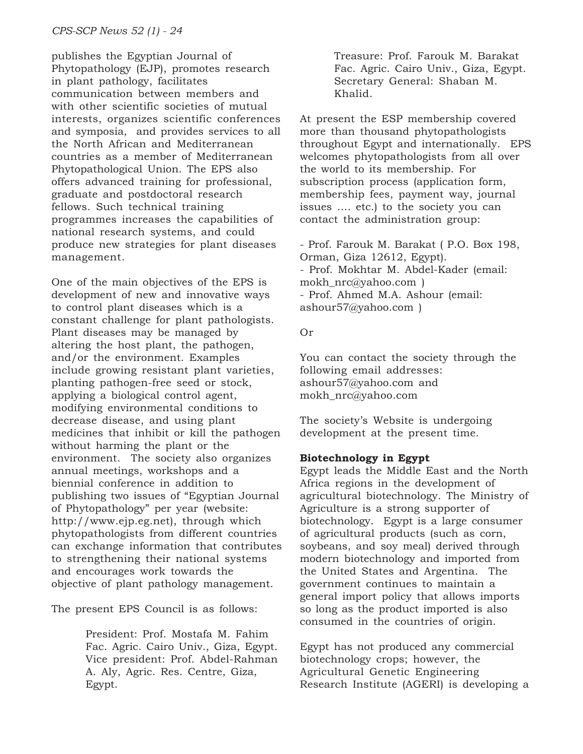publishes the Egyptian Journal of Phytopathology (EJP), promotes research in plant pathology, facilitates communication between members and with other scientific societies of mutual interests, organizes scientific conferences and symposia, and provides services to all the North African and Mediterranean countries as a member of Mediterranean Phytopathological Union. The EPS also offers advanced training for professional, graduate and postdoctoral research fellows. Such technical training programmes increases the capabilities of national research systems, and could produce new strategies for plant diseases management.

One of the main objectives of the EPS is development of new and innovative ways to control plant diseases which is a constant challenge for plant pathologists. Plant diseases may be managed by altering the host plant, the pathogen, and/or the environment. Examples include growing resistant plant varieties, planting pathogen-free seed or stock, applying a biological control agent, modifying environmental conditions to decrease disease, and using plant medicines that inhibit or kill the pathogen without harming the plant or the environment. The society also organizes annual meetings, workshops and a biennial conference in addition to publishing two issues of "Egyptian Journal of Phytopathology" per year (website: http://www.ejp.eg.net), through which phytopathologists from different countries can exchange information that contributes to strengthening their national systems and encourages work towards the objective of plant pathology management.

The present EPS Council is as follows:

> President: Prof. Mostafa M. Fahim Fac. Agric. Cairo Univ., Giza, Egypt.
> Vice president: Prof. Abdel-Rahman A. Aly, Agric. Res. Centre, Giza, Egypt.
> Treasure: Prof. Farouk M. Barakat Fac. Agric. Cairo Univ., Giza, Egypt.
> Secretary General: Shaban M. Khalid.

At present the ESP membership covered more than thousand phytopathologists throughout Egypt and internationally. EPS welcomes phytopathologists from all over the world to its membership. For subscription process (application form, membership fees, payment way, journal issues .... etc.) to the society you can contact the administration group:

- Prof. Farouk M. Barakat ( P.O. Box 198, Orman, Giza 12612, Egypt).
- Prof. Mokhtar M. Abdel-Kader (email: mokh_nrc@yahoo.com )
- Prof. Ahmed M.A. Ashour (email: ashour57@yahoo.com )

Or

You can contact the society through the following email addresses: ashour57@yahoo.com and mokh_nrc@yahoo.com

The society's Website is undergoing development at the present time.

**Biotechnology in Egypt**

Egypt leads the Middle East and the North Africa regions in the development of agricultural biotechnology. The Ministry of Agriculture is a strong supporter of biotechnology. Egypt is a large consumer of agricultural products (such as corn, soybeans, and soy meal) derived through modern biotechnology and imported from the United States and Argentina. The government continues to maintain a general import policy that allows imports so long as the product imported is also consumed in the countries of origin.

Egypt has not produced any commercial biotechnology crops; however, the Agricultural Genetic Engineering Research Institute (AGERI) is developing a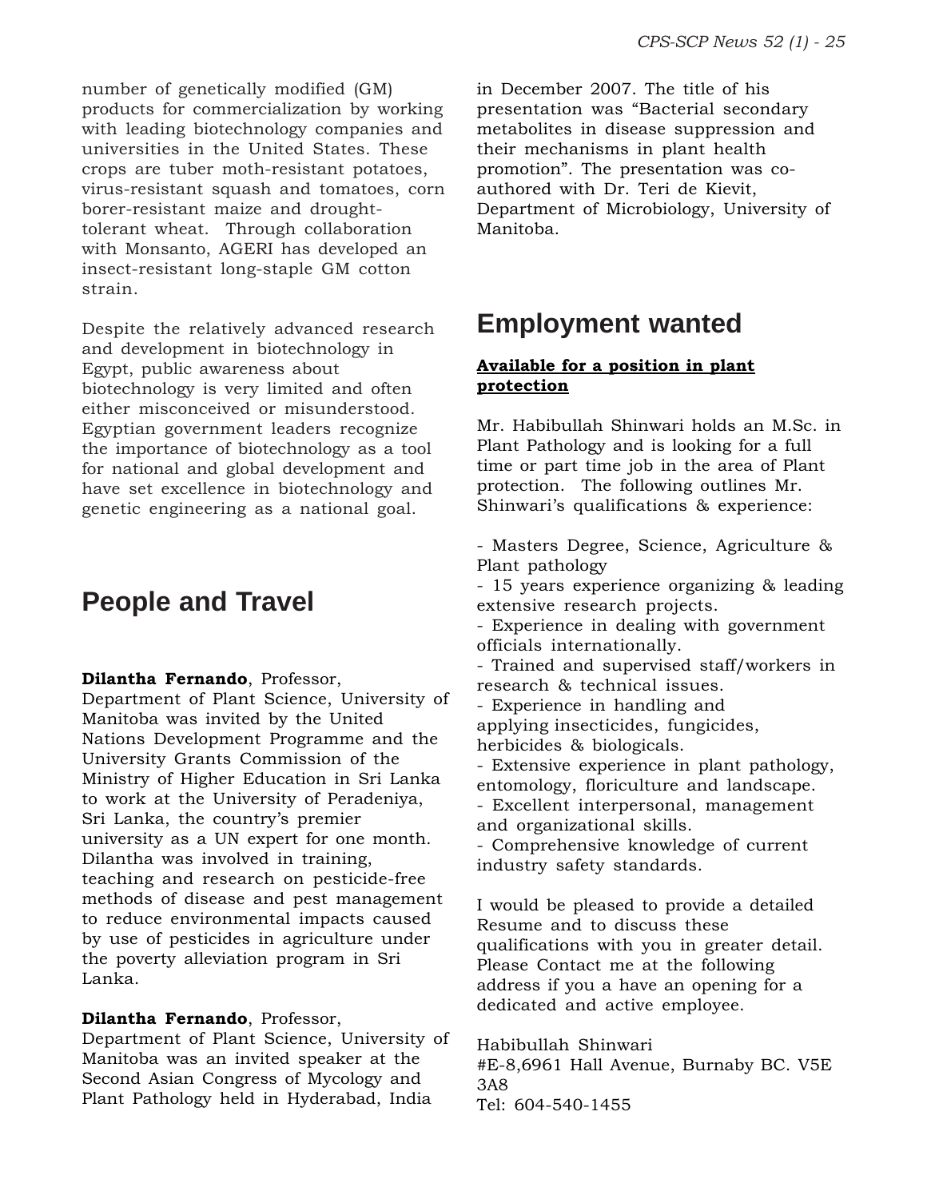number of genetically modified (GM) products for commercialization by working with leading biotechnology companies and universities in the United States. These crops are tuber moth-resistant potatoes, virus-resistant squash and tomatoes, corn borer-resistant maize and drought-tolerant wheat.  Through collaboration with Monsanto, AGERI has developed an insect-resistant long-staple GM cotton strain.

Despite the relatively advanced research and development in biotechnology in Egypt, public awareness about biotechnology is very limited and often either misconceived or misunderstood. Egyptian government leaders recognize the importance of biotechnology as a tool for national and global development and have set excellence in biotechnology and genetic engineering as a national goal.

## People and Travel

**Dilantha Fernando**, Professor, Department of Plant Science, University of Manitoba was invited by the United Nations Development Programme and the University Grants Commission of the Ministry of Higher Education in Sri Lanka to work at the University of Peradeniya, Sri Lanka, the country's premier university as a UN expert for one month. Dilantha was involved in training, teaching and research on pesticide-free methods of disease and pest management to reduce environmental impacts caused by use of pesticides in agriculture under the poverty alleviation program in Sri Lanka.

**Dilantha Fernando**, Professor, Department of Plant Science, University of Manitoba was an invited speaker at the Second Asian Congress of Mycology and Plant Pathology held in Hyderabad, India in December 2007. The title of his presentation was "Bacterial secondary metabolites in disease suppression and their mechanisms in plant health promotion". The presentation was co-authored with Dr. Teri de Kievit, Department of Microbiology, University of Manitoba.

## Employment wanted

**<u>Available for a position in plant protection</u>**

Mr. Habibullah Shinwari holds an M.Sc. in Plant Pathology and is looking for a full time or part time job in the area of Plant protection.  The following outlines Mr. Shinwari's qualifications & experience:

- Masters Degree, Science, Agriculture & Plant pathology
- 15 years experience organizing & leading extensive research projects.
- Experience in dealing with government officials internationally.
- Trained and supervised staff/workers in research & technical issues.
- Experience in handling and applying insecticides, fungicides, herbicides & biologicals.
- Extensive experience in plant pathology, entomology, floriculture and landscape.
- Excellent interpersonal, management and organizational skills.
- Comprehensive knowledge of current industry safety standards.

I would be pleased to provide a detailed Resume and to discuss these qualifications with you in greater detail. Please Contact me at the following address if you a have an opening for a dedicated and active employee.

Habibullah Shinwari
#E-8,6961 Hall Avenue, Burnaby BC. V5E 3A8
Tel: 604-540-1455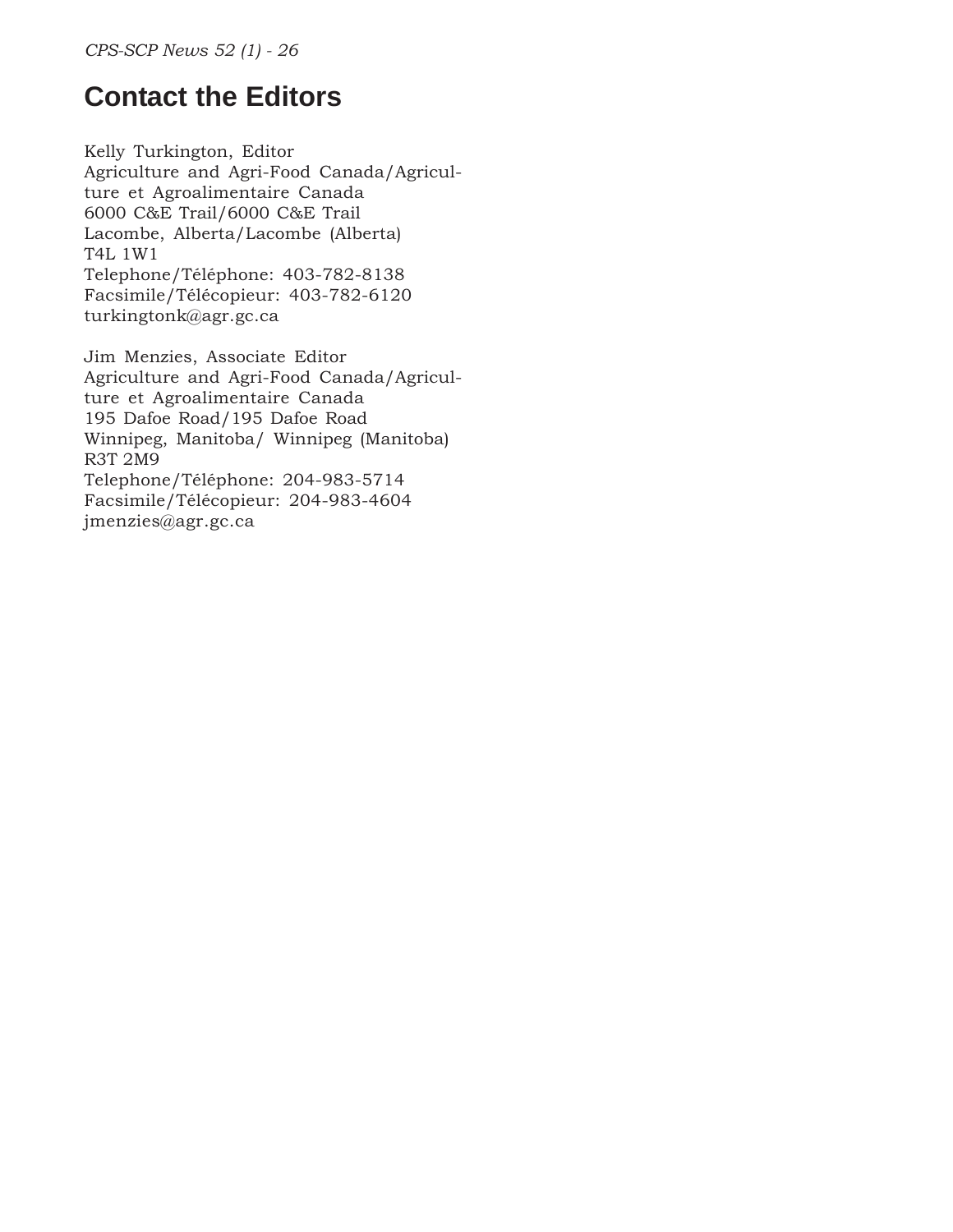# Contact the Editors

Kelly Turkington, Editor
Agriculture and Agri-Food Canada/Agriculture et Agroalimentaire Canada
6000 C&E Trail/6000 C&E Trail
Lacombe, Alberta/Lacombe (Alberta)
T4L 1W1
Telephone/Téléphone: 403-782-8138
Facsimile/Télécopieur: 403-782-6120
turkingtonk@agr.gc.ca

Jim Menzies, Associate Editor
Agriculture and Agri-Food Canada/Agriculture et Agroalimentaire Canada
195 Dafoe Road/195 Dafoe Road
Winnipeg, Manitoba/ Winnipeg (Manitoba)
R3T 2M9
Telephone/Téléphone: 204-983-5714
Facsimile/Télécopieur: 204-983-4604
jmenzies@agr.gc.ca